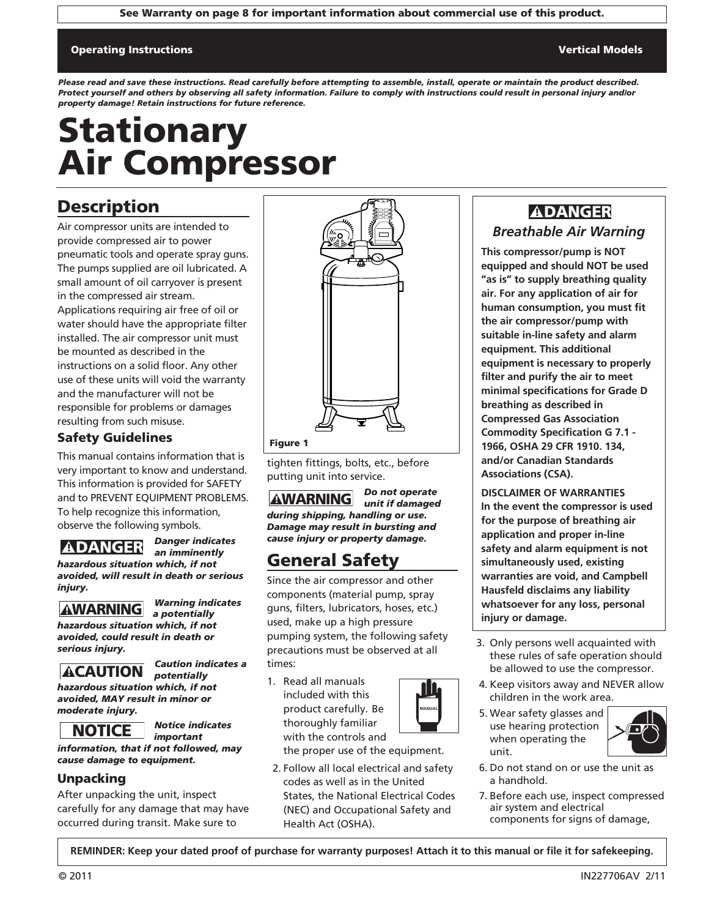**See Warranty on page 8 for important information about commercial use of this product.**

**Operating Instructions** | **Vertical Models**

***Please read and save these instructions. Read carefully before attempting to assemble, install, operate or maintain the product described. Protect yourself and others by observing all safety information. Failure to comply with instructions could result in personal injury and/or property damage! Retain instructions for future reference.***

# Stationary Air Compressor

## Description

Air compressor units are intended to provide compressed air to power pneumatic tools and operate spray guns. The pumps supplied are oil lubricated. A small amount of oil carryover is present in the compressed air stream. Applications requiring air free of oil or water should have the appropriate filter installed. The air compressor unit must be mounted as described in the instructions on a solid floor. Any other use of these units will void the warranty and the manufacturer will not be responsible for problems or damages resulting from such misuse.

### Safety Guidelines

This manual contains information that is very important to know and understand. This information is provided for SAFETY and to PREVENT EQUIPMENT PROBLEMS. To help recognize this information, observe the following symbols.

**⚠DANGER** ***Danger indicates an imminently hazardous situation which, if not avoided, will result in death or serious injury.***

**⚠WARNING** ***Warning indicates a potentially hazardous situation which, if not avoided, could result in death or serious injury.***

**⚠CAUTION** ***Caution indicates a potentially hazardous situation which, if not avoided, MAY result in minor or moderate injury.***

**NOTICE** ***Notice indicates important information, that if not followed, may cause damage to equipment.***

### Unpacking

After unpacking the unit, inspect carefully for any damage that may have occurred during transit. Make sure to tighten fittings, bolts, etc., before putting unit into service.

**Figure 1**

**⚠WARNING** ***Do not operate unit if damaged during shipping, handling or use. Damage may result in bursting and cause injury or property damage.***

## General Safety

Since the air compressor and other components (material pump, spray guns, filters, lubricators, hoses, etc.) used, make up a high pressure pumping system, the following safety precautions must be observed at all times:

1. Read all manuals included with this product carefully. Be thoroughly familiar with the controls and the proper use of the equipment.
2. Follow all local electrical and safety codes as well as in the United States, the National Electrical Codes (NEC) and Occupational Safety and Health Act (OSHA).

> **⚠DANGER**
>
> *Breathable Air Warning*
>
> **This compressor/pump is NOT equipped and should NOT be used "as is" to supply breathing quality air. For any application of air for human consumption, you must fit the air compressor/pump with suitable in-line safety and alarm equipment. This additional equipment is necessary to properly filter and purify the air to meet minimal specifications for Grade D breathing as described in Compressed Gas Association Commodity Specification G 7.1 - 1966, OSHA 29 CFR 1910. 134, and/or Canadian Standards Associations (CSA).**
>
> **DISCLAIMER OF WARRANTIES**
> **In the event the compressor is used for the purpose of breathing air application and proper in-line safety and alarm equipment is not simultaneously used, existing warranties are void, and Campbell Hausfeld disclaims any liability whatsoever for any loss, personal injury or damage.**

3. Only persons well acquainted with these rules of safe operation should be allowed to use the compressor.
4. Keep visitors away and NEVER allow children in the work area.
5. Wear safety glasses and use hearing protection when operating the unit.
6. Do not stand on or use the unit as a handhold.
7. Before each use, inspect compressed air system and electrical components for signs of damage,

**REMINDER: Keep your dated proof of purchase for warranty purposes! Attach it to this manual or file it for safekeeping.**

© 2011 IN227706AV 2/11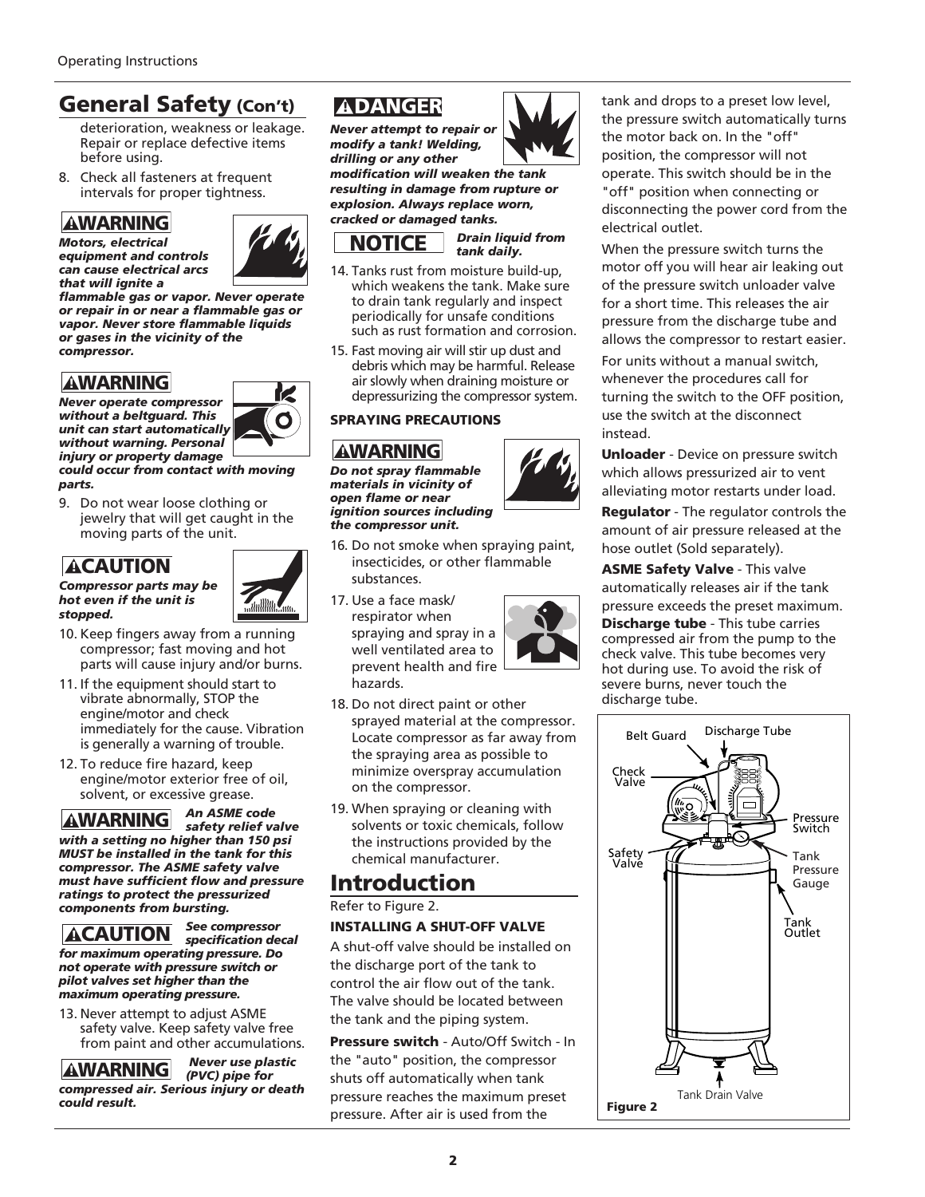## General Safety (Con't)

deterioration, weakness or leakage. Repair or replace defective items before using.

8. Check all fasteners at frequent intervals for proper tightness.

**⚠WARNING**

***Motors, electrical equipment and controls can cause electrical arcs that will ignite a flammable gas or vapor. Never operate or repair in or near a flammable gas or vapor. Never store flammable liquids or gases in the vicinity of the compressor.***

**⚠WARNING**

***Never operate compressor without a beltguard. This unit can start automatically without warning. Personal injury or property damage could occur from contact with moving parts.***

9. Do not wear loose clothing or jewelry that will get caught in the moving parts of the unit.

**⚠CAUTION**

***Compressor parts may be hot even if the unit is stopped.***

10. Keep fingers away from a running compressor; fast moving and hot parts will cause injury and/or burns.
11. If the equipment should start to vibrate abnormally, STOP the engine/motor and check immediately for the cause. Vibration is generally a warning of trouble.
12. To reduce fire hazard, keep engine/motor exterior free of oil, solvent, or excessive grease.

**⚠WARNING** ***An ASME code safety relief valve with a setting no higher than 150 psi MUST be installed in the tank for this compressor. The ASME safety valve must have sufficient flow and pressure ratings to protect the pressurized components from bursting.***

**⚠CAUTION** ***See compressor specification decal for maximum operating pressure. Do not operate with pressure switch or pilot valves set higher than the maximum operating pressure.***

13. Never attempt to adjust ASME safety valve. Keep safety valve free from paint and other accumulations.

**⚠WARNING** ***Never use plastic (PVC) pipe for compressed air. Serious injury or death could result.***

**⚠DANGER**

***Never attempt to repair or modify a tank! Welding, drilling or any other modification will weaken the tank resulting in damage from rupture or explosion. Always replace worn, cracked or damaged tanks.***

**NOTICE** ***Drain liquid from tank daily.***

14. Tanks rust from moisture build-up, which weakens the tank. Make sure to drain tank regularly and inspect periodically for unsafe conditions such as rust formation and corrosion.
15. Fast moving air will stir up dust and debris which may be harmful. Release air slowly when draining moisture or depressurizing the compressor system.

### SPRAYING PRECAUTIONS

**⚠WARNING**

***Do not spray flammable materials in vicinity of open flame or near ignition sources including the compressor unit.***

16. Do not smoke when spraying paint, insecticides, or other flammable substances.
17. Use a face mask/ respirator when spraying and spray in a well ventilated area to prevent health and fire hazards.
18. Do not direct paint or other sprayed material at the compressor. Locate compressor as far away from the spraying area as possible to minimize overspray accumulation on the compressor.
19. When spraying or cleaning with solvents or toxic chemicals, follow the instructions provided by the chemical manufacturer.

## Introduction

Refer to Figure 2.

### INSTALLING A SHUT-OFF VALVE

A shut-off valve should be installed on the discharge port of the tank to control the air flow out of the tank. The valve should be located between the tank and the piping system.

**Pressure switch** - Auto/Off Switch - In the "auto" position, the compressor shuts off automatically when tank pressure reaches the maximum preset pressure. After air is used from the tank and drops to a preset low level, the pressure switch automatically turns the motor back on. In the "off" position, the compressor will not operate. This switch should be in the "off" position when connecting or disconnecting the power cord from the electrical outlet.

When the pressure switch turns the motor off you will hear air leaking out of the pressure switch unloader valve for a short time. This releases the air pressure from the discharge tube and allows the compressor to restart easier.

For units without a manual switch, whenever the procedures call for turning the switch to the OFF position, use the switch at the disconnect instead.

**Unloader** - Device on pressure switch which allows pressurized air to vent alleviating motor restarts under load.

**Regulator** - The regulator controls the amount of air pressure released at the hose outlet (Sold separately).

**ASME Safety Valve** - This valve automatically releases air if the tank pressure exceeds the preset maximum.

**Discharge tube** - This tube carries compressed air from the pump to the check valve. This tube becomes very hot during use. To avoid the risk of severe burns, never touch the discharge tube.

Belt Guard, Discharge Tube, Check Valve, Pressure Switch, Safety Valve, Tank Pressure Gauge, Tank Outlet, Tank Drain Valve

**Figure 2**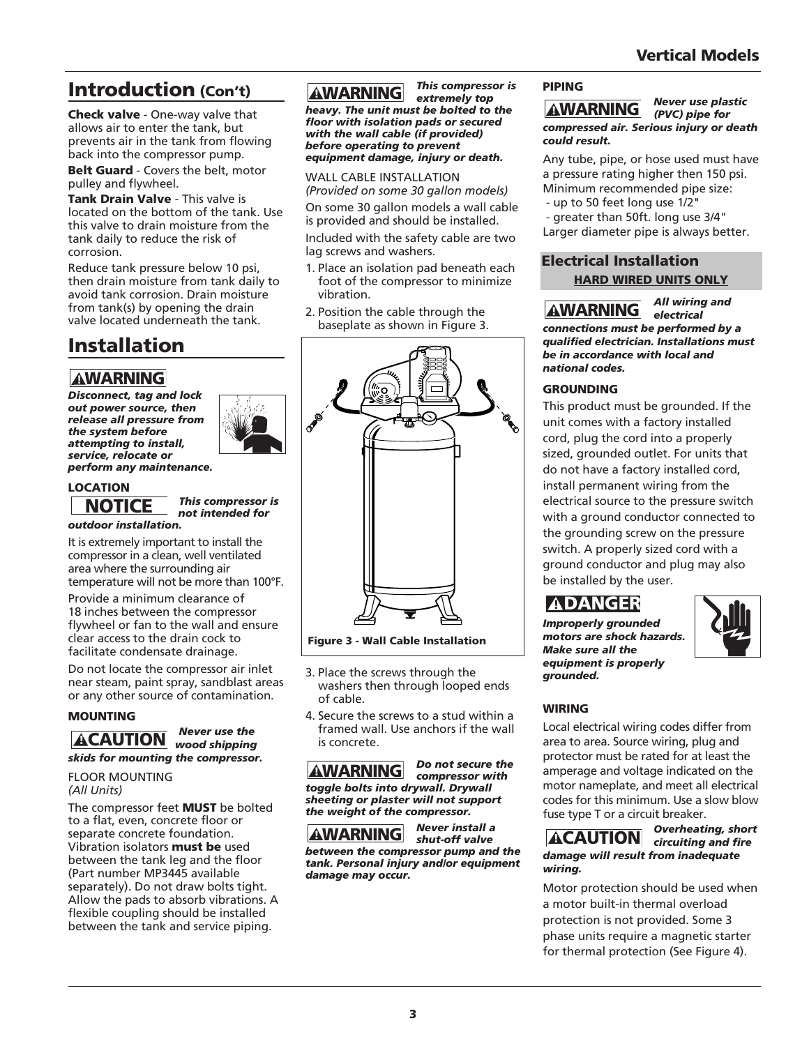## Introduction (Con't)

**Check valve** - One-way valve that allows air to enter the tank, but prevents air in the tank from flowing back into the compressor pump.

**Belt Guard** - Covers the belt, motor pulley and flywheel.

**Tank Drain Valve** - This valve is located on the bottom of the tank. Use this valve to drain moisture from the tank daily to reduce the risk of corrosion.

Reduce tank pressure below 10 psi, then drain moisture from tank daily to avoid tank corrosion. Drain moisture from tank(s) by opening the drain valve located underneath the tank.

## Installation

**⚠WARNING** ***Disconnect, tag and lock out power source, then release all pressure from the system before attempting to install, service, relocate or perform any maintenance.***

### LOCATION

**NOTICE** ***This compressor is not intended for outdoor installation.***

It is extremely important to install the compressor in a clean, well ventilated area where the surrounding air temperature will not be more than 100°F.

Provide a minimum clearance of 18 inches between the compressor flywheel or fan to the wall and ensure clear access to the drain cock to facilitate condensate drainage.

Do not locate the compressor air inlet near steam, paint spray, sandblast areas or any other source of contamination.

### MOUNTING

**⚠CAUTION** ***Never use the wood shipping skids for mounting the compressor.***

FLOOR MOUNTING
*(All Units)*

The compressor feet **MUST** be bolted to a flat, even, concrete floor or separate concrete foundation. Vibration isolators **must be** used between the tank leg and the floor (Part number MP3445 available separately). Do not draw bolts tight. Allow the pads to absorb vibrations. A flexible coupling should be installed between the tank and service piping.

**⚠WARNING** ***This compressor is extremely top heavy. The unit must be bolted to the floor with isolation pads or secured with the wall cable (if provided) before operating to prevent equipment damage, injury or death.***

WALL CABLE INSTALLATION
*(Provided on some 30 gallon models)*

On some 30 gallon models a wall cable is provided and should be installed.

Included with the safety cable are two lag screws and washers.

1. Place an isolation pad beneath each foot of the compressor to minimize vibration.
2. Position the cable through the baseplate as shown in Figure 3.

**Figure 3 - Wall Cable Installation**

3. Place the screws through the washers then through looped ends of cable.
4. Secure the screws to a stud within a framed wall. Use anchors if the wall is concrete.

**⚠WARNING** ***Do not secure the compressor with toggle bolts into drywall. Drywall sheeting or plaster will not support the weight of the compressor.***

**⚠WARNING** ***Never install a shut-off valve between the compressor pump and the tank. Personal injury and/or equipment damage may occur.***

### PIPING

**⚠WARNING** ***Never use plastic (PVC) pipe for compressed air. Serious injury or death could result.***

Any tube, pipe, or hose used must have a pressure rating higher then 150 psi. Minimum recommended pipe size:
- up to 50 feet long use 1/2"
- greater than 50ft. long use 3/4"

Larger diameter pipe is always better.

## Electrical Installation

**HARD WIRED UNITS ONLY**

**⚠WARNING** ***All wiring and electrical connections must be performed by a qualified electrician. Installations must be in accordance with local and national codes.***

### GROUNDING

This product must be grounded. If the unit comes with a factory installed cord, plug the cord into a properly sized, grounded outlet. For units that do not have a factory installed cord, install permanent wiring from the electrical source to the pressure switch with a ground conductor connected to the grounding screw on the pressure switch. A properly sized cord with a ground conductor and plug may also be installed by the user.

**⚠DANGER** ***Improperly grounded motors are shock hazards. Make sure all the equipment is properly grounded.***

### WIRING

Local electrical wiring codes differ from area to area. Source wiring, plug and protector must be rated for at least the amperage and voltage indicated on the motor nameplate, and meet all electrical codes for this minimum. Use a slow blow fuse type T or a circuit breaker.

**⚠CAUTION** ***Overheating, short circuiting and fire damage will result from inadequate wiring.***

Motor protection should be used when a motor built-in thermal overload protection is not provided. Some 3 phase units require a magnetic starter for thermal protection (See Figure 4).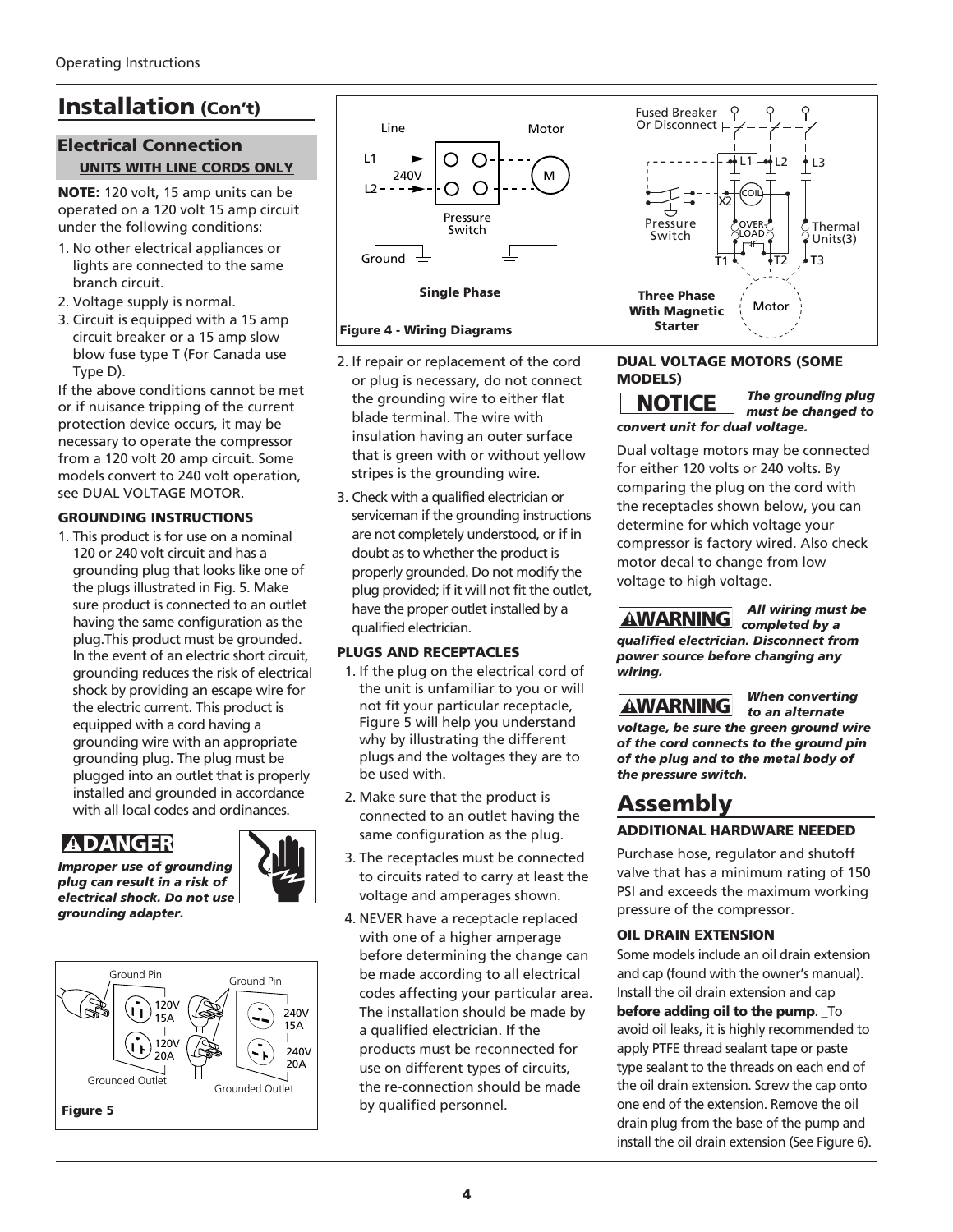# Installation (Con't)

## Electrical Connection

**UNITS WITH LINE CORDS ONLY**

**NOTE:** 120 volt, 15 amp units can be operated on a 120 volt 15 amp circuit under the following conditions:

1. No other electrical appliances or lights are connected to the same branch circuit.
2. Voltage supply is normal.
3. Circuit is equipped with a 15 amp circuit breaker or a 15 amp slow blow fuse type T (For Canada use Type D).

If the above conditions cannot be met or if nuisance tripping of the current protection device occurs, it may be necessary to operate the compressor from a 120 volt 20 amp circuit. Some models convert to 240 volt operation, see DUAL VOLTAGE MOTOR.

### GROUNDING INSTRUCTIONS

1. This product is for use on a nominal 120 or 240 volt circuit and has a grounding plug that looks like one of the plugs illustrated in Fig. 5. Make sure product is connected to an outlet having the same configuration as the plug.This product must be grounded. In the event of an electric short circuit, grounding reduces the risk of electrical shock by providing an escape wire for the electric current. This product is equipped with a cord having a grounding wire with an appropriate grounding plug. The plug must be plugged into an outlet that is properly installed and grounded in accordance with all local codes and ordinances.

**DANGER**

***Improper use of grounding plug can result in a risk of electrical shock. Do not use grounding adapter.***

Ground Pin | 120V 15A | 120V 20A | Grounded Outlet | Ground Pin | 240V 15A | 240V 20A | Grounded Outlet

**Figure 5**

Line | L1 | L2 | 240V | Pressure Switch | Motor | M | Ground

**Single Phase**

Fused Breaker Or Disconnect | L1 | L2 | L3 | X2 | COIL | Pressure Switch | OVER LOAD | Thermal Units(3) | T1 | T2 | T3 | Motor

**Three Phase With Magnetic Starter**

**Figure 4 - Wiring Diagrams**

2. If repair or replacement of the cord or plug is necessary, do not connect the grounding wire to either flat blade terminal. The wire with insulation having an outer surface that is green with or without yellow stripes is the grounding wire.
3. Check with a qualified electrician or serviceman if the grounding instructions are not completely understood, or if in doubt as to whether the product is properly grounded. Do not modify the plug provided; if it will not fit the outlet, have the proper outlet installed by a qualified electrician.

### PLUGS AND RECEPTACLES

1. If the plug on the electrical cord of the unit is unfamiliar to you or will not fit your particular receptacle, Figure 5 will help you understand why by illustrating the different plugs and the voltages they are to be used with.
2. Make sure that the product is connected to an outlet having the same configuration as the plug.
3. The receptacles must be connected to circuits rated to carry at least the voltage and amperages shown.
4. NEVER have a receptacle replaced with one of a higher amperage before determining the change can be made according to all electrical codes affecting your particular area. The installation should be made by a qualified electrician. If the products must be reconnected for use on different types of circuits, the re-connection should be made by qualified personnel.

### DUAL VOLTAGE MOTORS (SOME MODELS)

**NOTICE** ***The grounding plug must be changed to convert unit for dual voltage.***

Dual voltage motors may be connected for either 120 volts or 240 volts. By comparing the plug on the cord with the receptacles shown below, you can determine for which voltage your compressor is factory wired. Also check motor decal to change from low voltage to high voltage.

**WARNING** ***All wiring must be completed by a qualified electrician. Disconnect from power source before changing any wiring.***

**WARNING** ***When converting to an alternate voltage, be sure the green ground wire of the cord connects to the ground pin of the plug and to the metal body of the pressure switch.***

# Assembly

### ADDITIONAL HARDWARE NEEDED

Purchase hose, regulator and shutoff valve that has a minimum rating of 150 PSI and exceeds the maximum working pressure of the compressor.

### OIL DRAIN EXTENSION

Some models include an oil drain extension and cap (found with the owner's manual). Install the oil drain extension and cap **before adding oil to the pump**. _To avoid oil leaks, it is highly recommended to apply PTFE thread sealant tape or paste type sealant to the threads on each end of the oil drain extension. Screw the cap onto one end of the extension. Remove the oil drain plug from the base of the pump and install the oil drain extension (See Figure 6).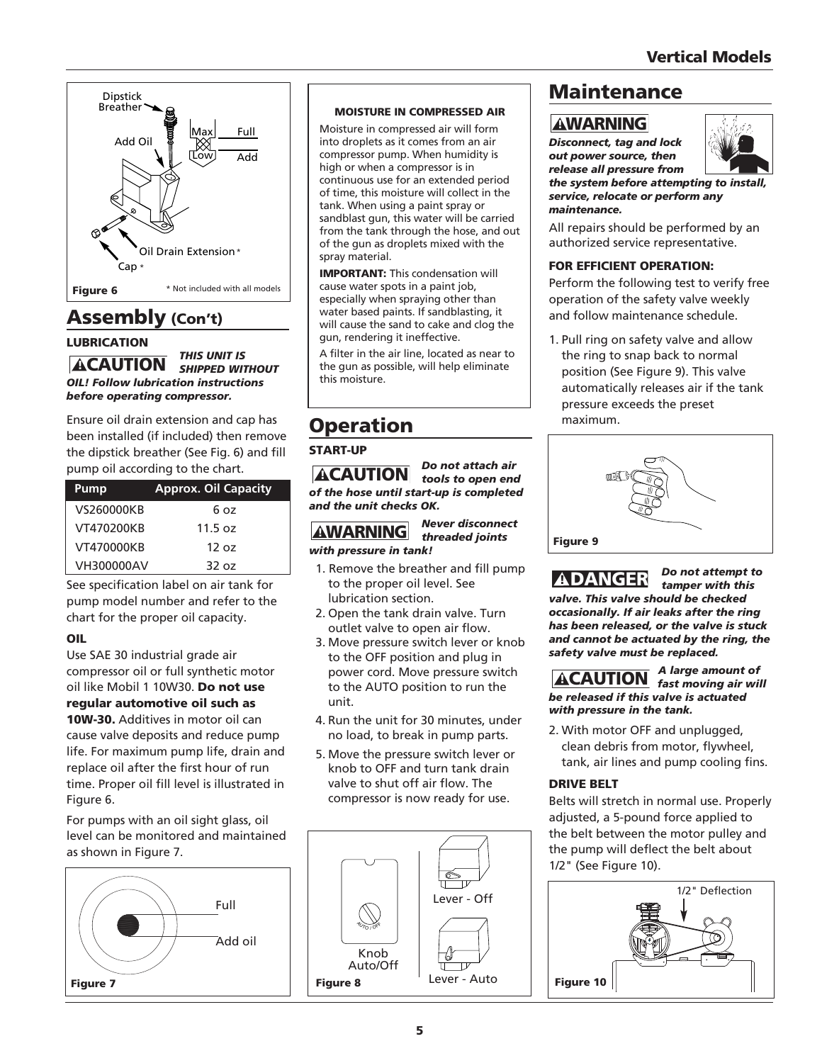Figure 6

* Not included with all models

## Assembly (Con't)

### LUBRICATION

**⚠CAUTION** ***THIS UNIT IS SHIPPED WITHOUT OIL! Follow lubrication instructions before operating compressor.***

Ensure oil drain extension and cap has been installed (if included) then remove the dipstick breather (See Fig. 6) and fill pump oil according to the chart.

| Pump | Approx. Oil Capacity |
| --- | --- |
| VS260000KB | 6 oz |
| VT470200KB | 11.5 oz |
| VT470000KB | 12 oz |
| VH300000AV | 32 oz |

See specification label on air tank for pump model number and refer to the chart for the proper oil capacity.

### OIL

Use SAE 30 industrial grade air compressor oil or full synthetic motor oil like Mobil 1 10W30. **Do not use regular automotive oil such as 10W-30.** Additives in motor oil can cause valve deposits and reduce pump life. For maximum pump life, drain and replace oil after the first hour of run time. Proper oil fill level is illustrated in Figure 6.

For pumps with an oil sight glass, oil level can be monitored and maintained as shown in Figure 7.

Figure 7

### MOISTURE IN COMPRESSED AIR

Moisture in compressed air will form into droplets as it comes from an air compressor pump. When humidity is high or when a compressor is in continuous use for an extended period of time, this moisture will collect in the tank. When using a paint spray or sandblast gun, this water will be carried from the tank through the hose, and out of the gun as droplets mixed with the spray material.

**IMPORTANT:** This condensation will cause water spots in a paint job, especially when spraying other than water based paints. If sandblasting, it will cause the sand to cake and clog the gun, rendering it ineffective.

A filter in the air line, located as near to the gun as possible, will help eliminate this moisture.

## Operation

### START-UP

**⚠CAUTION** ***Do not attach air tools to open end of the hose until start-up is completed and the unit checks OK.***

**⚠WARNING** ***Never disconnect threaded joints with pressure in tank!***

1. Remove the breather and fill pump to the proper oil level. See lubrication section.
2. Open the tank drain valve. Turn outlet valve to open air flow.
3. Move pressure switch lever or knob to the OFF position and plug in power cord. Move pressure switch to the AUTO position to run the unit.
4. Run the unit for 30 minutes, under no load, to break in pump parts.
5. Move the pressure switch lever or knob to OFF and turn tank drain valve to shut off air flow. The compressor is now ready for use.

Figure 8

## Maintenance

**⚠WARNING** ***Disconnect, tag and lock out power source, then release all pressure from the system before attempting to install, service, relocate or perform any maintenance.***

All repairs should be performed by an authorized service representative.

### FOR EFFICIENT OPERATION:

Perform the following test to verify free operation of the safety valve weekly and follow maintenance schedule.

1. Pull ring on safety valve and allow the ring to snap back to normal position (See Figure 9). This valve automatically releases air if the tank pressure exceeds the preset maximum.

Figure 9

**⚠DANGER** ***Do not attempt to tamper with this valve. This valve should be checked occasionally. If air leaks after the ring has been released, or the valve is stuck and cannot be actuated by the ring, the safety valve must be replaced.***

**⚠CAUTION** ***A large amount of fast moving air will be released if this valve is actuated with pressure in the tank.***

2. With motor OFF and unplugged, clean debris from motor, flywheel, tank, air lines and pump cooling fins.

### DRIVE BELT

Belts will stretch in normal use. Properly adjusted, a 5-pound force applied to the belt between the motor pulley and the pump will deflect the belt about 1/2" (See Figure 10).

Figure 10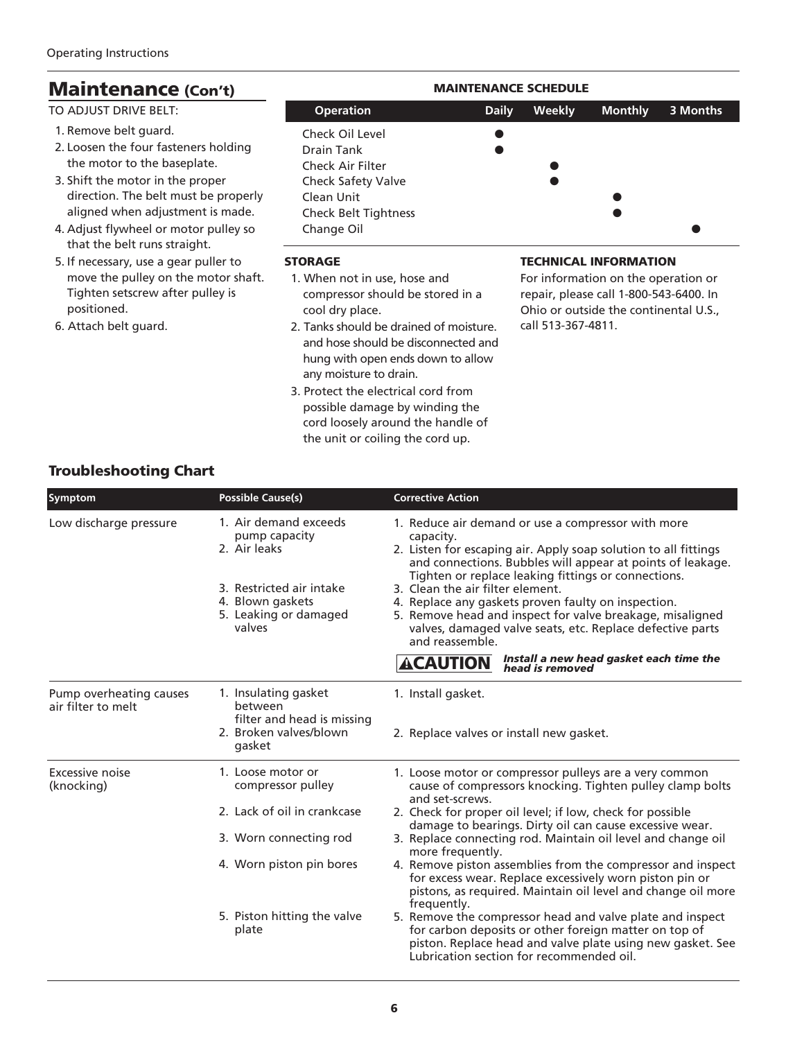## Maintenance (Con't)

TO ADJUST DRIVE BELT:

1. Remove belt guard.
2. Loosen the four fasteners holding the motor to the baseplate.
3. Shift the motor in the proper direction. The belt must be properly aligned when adjustment is made.
4. Adjust flywheel or motor pulley so that the belt runs straight.
5. If necessary, use a gear puller to move the pulley on the motor shaft. Tighten setscrew after pulley is positioned.
6. Attach belt guard.

**MAINTENANCE SCHEDULE**

| Operation | Daily | Weekly | Monthly | 3 Months |
|---|---|---|---|---|
| Check Oil Level | ● | | | |
| Drain Tank | ● | | | |
| Check Air Filter | | ● | | |
| Check Safety Valve | | ● | | |
| Clean Unit | | | ● | |
| Check Belt Tightness | | | ● | |
| Change Oil | | | | ● |

**STORAGE**

1. When not in use, hose and compressor should be stored in a cool dry place.
2. Tanks should be drained of moisture. and hose should be disconnected and hung with open ends down to allow any moisture to drain.
3. Protect the electrical cord from possible damage by winding the cord loosely around the handle of the unit or coiling the cord up.

**TECHNICAL INFORMATION**

For information on the operation or repair, please call 1-800-543-6400. In Ohio or outside the continental U.S., call 513-367-4811.

### Troubleshooting Chart

| Symptom | Possible Cause(s) | Corrective Action |
|---|---|---|
| Low discharge pressure | 1. Air demand exceeds pump capacity<br>2. Air leaks<br>3. Restricted air intake<br>4. Blown gaskets<br>5. Leaking or damaged valves | 1. Reduce air demand or use a compressor with more capacity.<br>2. Listen for escaping air. Apply soap solution to all fittings and connections. Bubbles will appear at points of leakage. Tighten or replace leaking fittings or connections.<br>3. Clean the air filter element.<br>4. Replace any gaskets proven faulty on inspection.<br>5. Remove head and inspect for valve breakage, misaligned valves, damaged valve seats, etc. Replace defective parts and reassemble.<br>**⚠CAUTION** ***Install a new head gasket each time the head is removed*** |
| Pump overheating causes air filter to melt | 1. Insulating gasket between filter and head is missing<br>2. Broken valves/blown gasket | 1. Install gasket.<br>2. Replace valves or install new gasket. |
| Excessive noise (knocking) | 1. Loose motor or compressor pulley<br>2. Lack of oil in crankcase<br>3. Worn connecting rod<br>4. Worn piston pin bores<br>5. Piston hitting the valve plate | 1. Loose motor or compressor pulleys are a very common cause of compressors knocking. Tighten pulley clamp bolts and set-screws.<br>2. Check for proper oil level; if low, check for possible damage to bearings. Dirty oil can cause excessive wear.<br>3. Replace connecting rod. Maintain oil level and change oil more frequently.<br>4. Remove piston assemblies from the compressor and inspect for excess wear. Replace excessively worn piston pin or pistons, as required. Maintain oil level and change oil more frequently.<br>5. Remove the compressor head and valve plate and inspect for carbon deposits or other foreign matter on top of piston. Replace head and valve plate using new gasket. See Lubrication section for recommended oil. |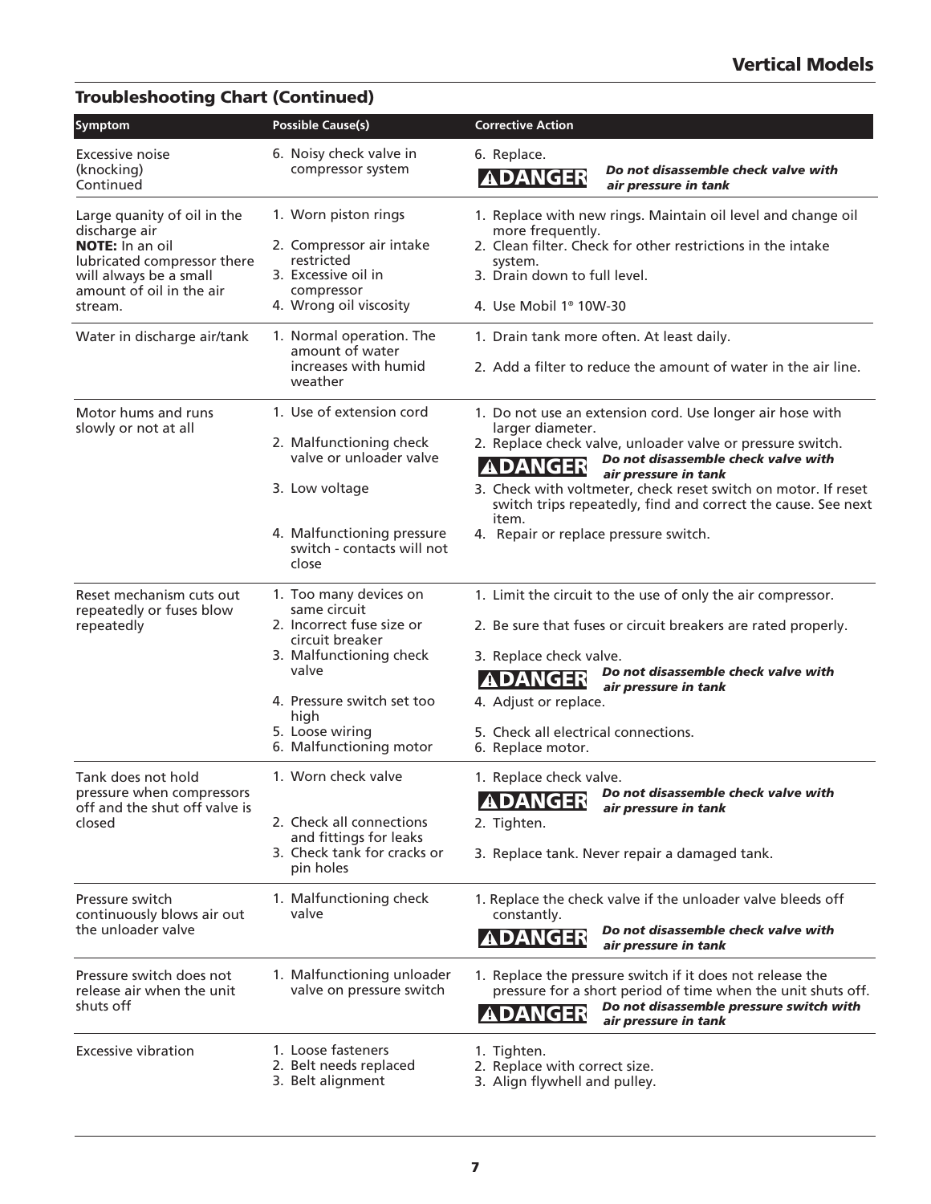## Troubleshooting Chart (Continued)

| Symptom | Possible Cause(s) | Corrective Action |
|---|---|---|
| Excessive noise (knocking) Continued | 6. Noisy check valve in compressor system | 6. Replace. **⚠DANGER** ***Do not disassemble check valve with air pressure in tank*** |
| Large quanity of oil in the discharge air **NOTE:** In an oil lubricated compressor there will always be a small amount of oil in the air stream. | 1. Worn piston rings<br>2. Compressor air intake restricted<br>3. Excessive oil in compressor<br>4. Wrong oil viscosity | 1. Replace with new rings. Maintain oil level and change oil more frequently.<br>2. Clean filter. Check for other restrictions in the intake system.<br>3. Drain down to full level.<br>4. Use Mobil 1® 10W-30 |
| Water in discharge air/tank | 1. Normal operation. The amount of water increases with humid weather | 1. Drain tank more often. At least daily.<br>2. Add a filter to reduce the amount of water in the air line. |
| Motor hums and runs slowly or not at all | 1. Use of extension cord<br>2. Malfunctioning check valve or unloader valve<br>3. Low voltage<br>4. Malfunctioning pressure switch - contacts will not close | 1. Do not use an extension cord. Use longer air hose with larger diameter.<br>2. Replace check valve, unloader valve or pressure switch. **⚠DANGER** ***Do not disassemble check valve with air pressure in tank***<br>3. Check with voltmeter, check reset switch on motor. If reset switch trips repeatedly, find and correct the cause. See next item.<br>4. Repair or replace pressure switch. |
| Reset mechanism cuts out repeatedly or fuses blow repeatedly | 1. Too many devices on same circuit<br>2. Incorrect fuse size or circuit breaker<br>3. Malfunctioning check valve<br>4. Pressure switch set too high<br>5. Loose wiring<br>6. Malfunctioning motor | 1. Limit the circuit to the use of only the air compressor.<br>2. Be sure that fuses or circuit breakers are rated properly.<br>3. Replace check valve. **⚠DANGER** ***Do not disassemble check valve with air pressure in tank***<br>4. Adjust or replace.<br>5. Check all electrical connections.<br>6. Replace motor. |
| Tank does not hold pressure when compressors off and the shut off valve is closed | 1. Worn check valve<br>2. Check all connections and fittings for leaks<br>3. Check tank for cracks or pin holes | 1. Replace check valve. **⚠DANGER** ***Do not disassemble check valve with air pressure in tank***<br>2. Tighten.<br>3. Replace tank. Never repair a damaged tank. |
| Pressure switch continuously blows air out the unloader valve | 1. Malfunctioning check valve | 1. Replace the check valve if the unloader valve bleeds off constantly. **⚠DANGER** ***Do not disassemble check valve with air pressure in tank*** |
| Pressure switch does not release air when the unit shuts off | 1. Malfunctioning unloader valve on pressure switch | 1. Replace the pressure switch if it does not release the pressure for a short period of time when the unit shuts off. **⚠DANGER** ***Do not disassemble pressure switch with air pressure in tank*** |
| Excessive vibration | 1. Loose fasteners<br>2. Belt needs replaced<br>3. Belt alignment | 1. Tighten.<br>2. Replace with correct size.<br>3. Align flywhell and pulley. |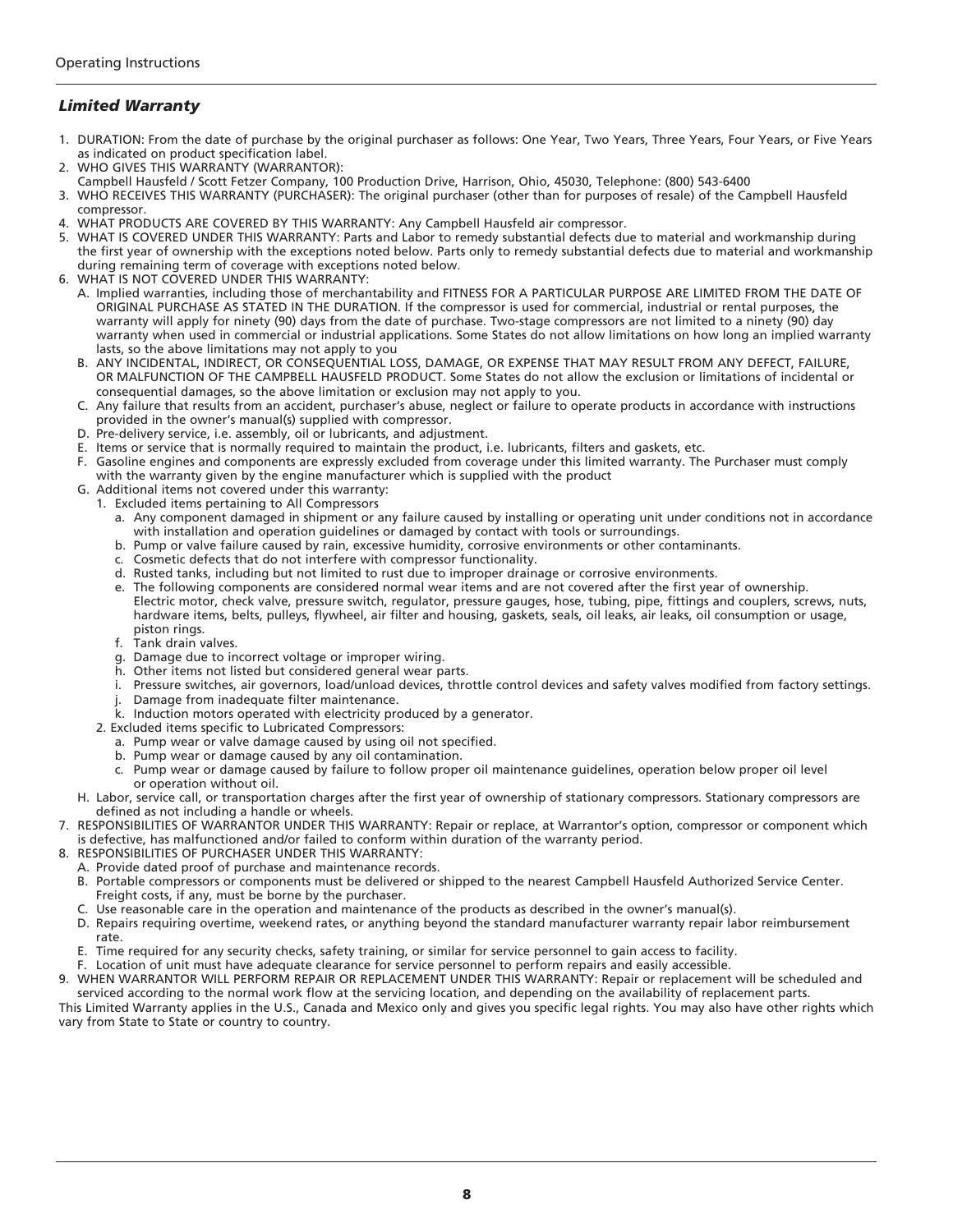## *Limited Warranty*

1. DURATION: From the date of purchase by the original purchaser as follows: One Year, Two Years, Three Years, Four Years, or Five Years as indicated on product specification label.
2. WHO GIVES THIS WARRANTY (WARRANTOR):
   Campbell Hausfeld / Scott Fetzer Company, 100 Production Drive, Harrison, Ohio, 45030, Telephone: (800) 543-6400
3. WHO RECEIVES THIS WARRANTY (PURCHASER): The original purchaser (other than for purposes of resale) of the Campbell Hausfeld compressor.
4. WHAT PRODUCTS ARE COVERED BY THIS WARRANTY: Any Campbell Hausfeld air compressor.
5. WHAT IS COVERED UNDER THIS WARRANTY: Parts and Labor to remedy substantial defects due to material and workmanship during the first year of ownership with the exceptions noted below. Parts only to remedy substantial defects due to material and workmanship during remaining term of coverage with exceptions noted below.
6. WHAT IS NOT COVERED UNDER THIS WARRANTY:
   A. Implied warranties, including those of merchantability and FITNESS FOR A PARTICULAR PURPOSE ARE LIMITED FROM THE DATE OF ORIGINAL PURCHASE AS STATED IN THE DURATION. If the compressor is used for commercial, industrial or rental purposes, the warranty will apply for ninety (90) days from the date of purchase. Two-stage compressors are not limited to a ninety (90) day warranty when used in commercial or industrial applications. Some States do not allow limitations on how long an implied warranty lasts, so the above limitations may not apply to you
   B. ANY INCIDENTAL, INDIRECT, OR CONSEQUENTIAL LOSS, DAMAGE, OR EXPENSE THAT MAY RESULT FROM ANY DEFECT, FAILURE, OR MALFUNCTION OF THE CAMPBELL HAUSFELD PRODUCT. Some States do not allow the exclusion or limitations of incidental or consequential damages, so the above limitation or exclusion may not apply to you.
   C. Any failure that results from an accident, purchaser's abuse, neglect or failure to operate products in accordance with instructions provided in the owner's manual(s) supplied with compressor.
   D. Pre-delivery service, i.e. assembly, oil or lubricants, and adjustment.
   E. Items or service that is normally required to maintain the product, i.e. lubricants, filters and gaskets, etc.
   F. Gasoline engines and components are expressly excluded from coverage under this limited warranty. The Purchaser must comply with the warranty given by the engine manufacturer which is supplied with the product
   G. Additional items not covered under this warranty:
      1. Excluded items pertaining to All Compressors
         a. Any component damaged in shipment or any failure caused by installing or operating unit under conditions not in accordance with installation and operation guidelines or damaged by contact with tools or surroundings.
         b. Pump or valve failure caused by rain, excessive humidity, corrosive environments or other contaminants.
         c. Cosmetic defects that do not interfere with compressor functionality.
         d. Rusted tanks, including but not limited to rust due to improper drainage or corrosive environments.
         e. The following components are considered normal wear items and are not covered after the first year of ownership. Electric motor, check valve, pressure switch, regulator, pressure gauges, hose, tubing, pipe, fittings and couplers, screws, nuts, hardware items, belts, pulleys, flywheel, air filter and housing, gaskets, seals, oil leaks, air leaks, oil consumption or usage, piston rings.
         f. Tank drain valves.
         g. Damage due to incorrect voltage or improper wiring.
         h. Other items not listed but considered general wear parts.
         i. Pressure switches, air governors, load/unload devices, throttle control devices and safety valves modified from factory settings.
         j. Damage from inadequate filter maintenance.
         k. Induction motors operated with electricity produced by a generator.
      2. Excluded items specific to Lubricated Compressors:
         a. Pump wear or valve damage caused by using oil not specified.
         b. Pump wear or damage caused by any oil contamination.
         c. Pump wear or damage caused by failure to follow proper oil maintenance guidelines, operation below proper oil level or operation without oil.
   H. Labor, service call, or transportation charges after the first year of ownership of stationary compressors. Stationary compressors are defined as not including a handle or wheels.
7. RESPONSIBILITIES OF WARRANTOR UNDER THIS WARRANTY: Repair or replace, at Warrantor's option, compressor or component which is defective, has malfunctioned and/or failed to conform within duration of the warranty period.
8. RESPONSIBILITIES OF PURCHASER UNDER THIS WARRANTY:
   A. Provide dated proof of purchase and maintenance records.
   B. Portable compressors or components must be delivered or shipped to the nearest Campbell Hausfeld Authorized Service Center. Freight costs, if any, must be borne by the purchaser.
   C. Use reasonable care in the operation and maintenance of the products as described in the owner's manual(s).
   D. Repairs requiring overtime, weekend rates, or anything beyond the standard manufacturer warranty repair labor reimbursement rate.
   E. Time required for any security checks, safety training, or similar for service personnel to gain access to facility.
   F. Location of unit must have adequate clearance for service personnel to perform repairs and easily accessible.
9. WHEN WARRANTOR WILL PERFORM REPAIR OR REPLACEMENT UNDER THIS WARRANTY: Repair or replacement will be scheduled and serviced according to the normal work flow at the servicing location, and depending on the availability of replacement parts.

This Limited Warranty applies in the U.S., Canada and Mexico only and gives you specific legal rights. You may also have other rights which vary from State to State or country to country.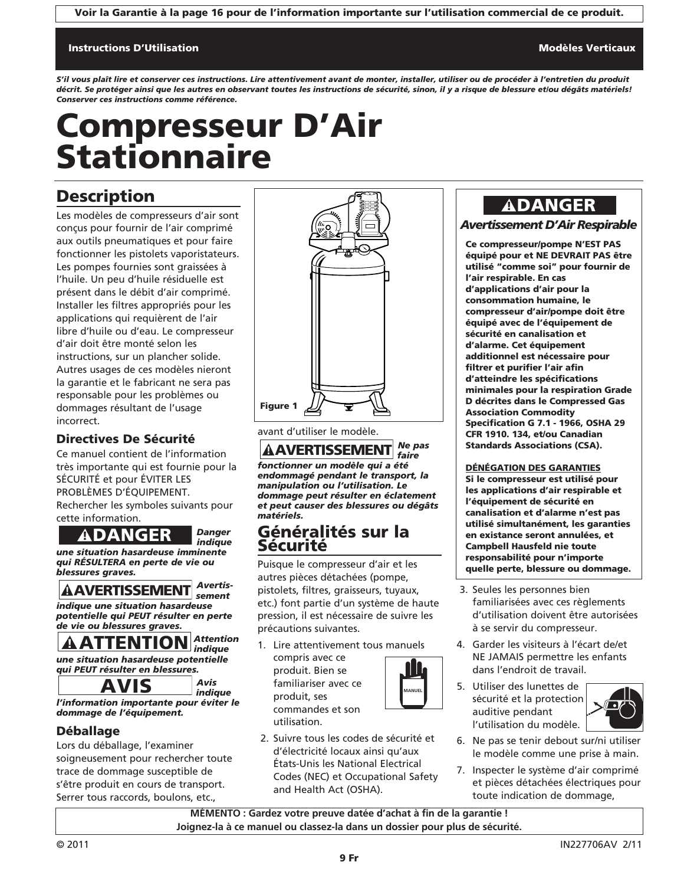**Voir la Garantie à la page 16 pour de l'information importante sur l'utilisation commercial de ce produit.**

**Instructions D'Utilisation** — **Modèles Verticaux**

***S'il vous plaît lire et conserver ces instructions. Lire attentivement avant de monter, installer, utiliser ou de procéder à l'entretien du produit décrit. Se protéger ainsi que les autres en observant toutes les instructions de sécurité, sinon, il y a risque de blessure et/ou dégâts matériels! Conserver ces instructions comme référence.***

# Compresseur D'Air Stationnaire

## Description

Les modèles de compresseurs d'air sont conçus pour fournir de l'air comprimé aux outils pneumatiques et pour faire fonctionner les pistolets vaporistateurs. Les pompes fournies sont graissées à l'huile. Un peu d'huile résiduelle est présent dans le débit d'air comprimé. Installer les filtres appropriés pour les applications qui requièrent de l'air libre d'huile ou d'eau. Le compresseur d'air doit être monté selon les instructions, sur un plancher solide. Autres usages de ces modèles nieront la garantie et le fabricant ne sera pas responsable pour les problèmes ou dommages résultant de l'usage incorrect.

### Directives De Sécurité

Ce manuel contient de l'information très importante qui est fournie pour la SÉCURITÉ et pour ÉVITER LES PROBLÈMES D'ÉQUIPEMENT. Rechercher les symboles suivants pour cette information.

**⚠DANGER** ***Danger indique une situation hasardeuse imminente qui RÉSULTERA en perte de vie ou blessures graves.***

**⚠AVERTISSEMENT** ***Avertissement indique une situation hasardeuse potentielle qui PEUT résulter en perte de vie ou blessures graves.***

**⚠ATTENTION** ***Attention indique une situation hasardeuse potentielle qui PEUT résulter en blessures.***

**AVIS** ***Avis indique l'information importante pour éviter le dommage de l'équipement.***

### Déballage

Lors du déballage, l'examiner soigneusement pour rechercher toute trace de dommage susceptible de s'être produit en cours de transport. Serrer tous raccords, boulons, etc., avant d'utiliser le modèle.

Figure 1

**⚠AVERTISSEMENT** ***Ne pas faire fonctionner un modèle qui a été endommagé pendant le transport, la manipulation ou l'utilisation. Le dommage peut résulter en éclatement et peut causer des blessures ou dégâts matériels.***

## Généralités sur la Sécurité

Puisque le compresseur d'air et les autres pièces détachées (pompe, pistolets, filtres, graisseurs, tuyaux, etc.) font partie d'un système de haute pression, il est nécessaire de suivre les précautions suivantes.

1. Lire attentivement tous manuels compris avec ce produit. Bien se familiariser avec ce produit, ses commandes et son utilisation.
2. Suivre tous les codes de sécurité et d'électricité locaux ainsi qu'aux États-Unis les National Electrical Codes (NEC) et Occupational Safety and Health Act (OSHA).

**⚠DANGER**

***Avertissement D'Air Respirable***

**Ce compresseur/pompe N'EST PAS équipé pour et NE DEVRAIT PAS être utilisé "comme soi" pour fournir de l'air respirable. En cas d'applications d'air pour la consommation humaine, le compresseur d'air/pompe doit être équipé avec de l'équipement de sécurité en canalisation et d'alarme. Cet équipement additionnel est nécessaire pour filtrer et purifier l'air afin d'atteindre les spécifications minimales pour la respiration Grade D décrites dans le Compressed Gas Association Commodity Specification G 7.1 - 1966, OSHA 29 CFR 1910. 134, et/ou Canadian Standards Associations (CSA).**

**DÉNÉGATION DES GARANTIES**
**Si le compresseur est utilisé pour les applications d'air respirable et l'équipement de sécurité en canalisation et d'alarme n'est pas utilisé simultanément, les garanties en existance seront annulées, et Campbell Hausfeld nie toute responsabilité pour n'importe quelle perte, blessure ou dommage.**

3. Seules les personnes bien familiarisées avec ces règlements d'utilisation doivent être autorisées à se servir du compresseur.
4. Garder les visiteurs à l'écart de/et NE JAMAIS permettre les enfants dans l'endroit de travail.
5. Utiliser des lunettes de sécurité et la protection auditive pendant l'utilisation du modèle.
6. Ne pas se tenir debout sur/ni utiliser le modèle comme une prise à main.
7. Inspecter le système d'air comprimé et pièces détachées électriques pour toute indication de dommage,

**MÉMENTO : Gardez votre preuve datée d'achat à fin de la garantie !**
**Joignez-la à ce manuel ou classez-la dans un dossier pour plus de sécurité.**

© 2011 IN227706AV 2/11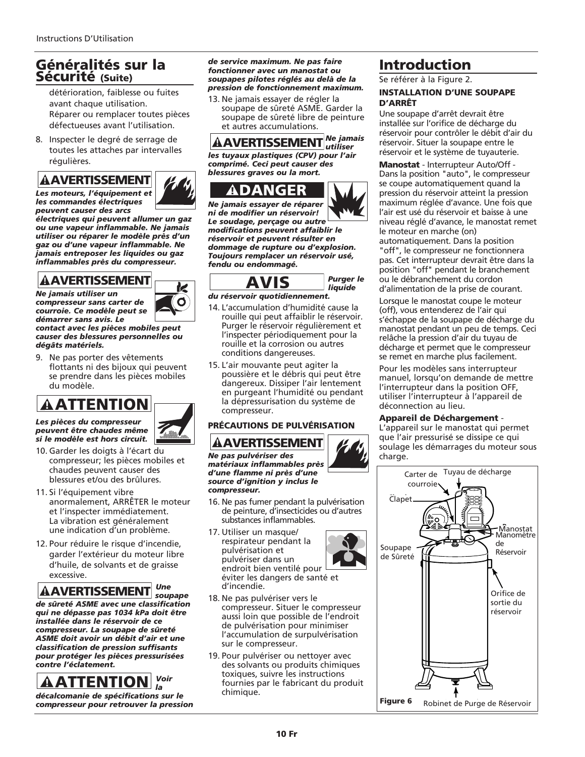## Généralités sur la Sécurité (Suite)

détérioration, faiblesse ou fuites avant chaque utilisation. Réparer ou remplacer toutes pièces défectueuses avant l'utilisation.

8. Inspecter le degré de serrage de toutes les attaches par intervalles régulières.

**AVERTISSEMENT**

***Les moteurs, l'équipement et les commandes électriques peuvent causer des arcs électriques qui peuvent allumer un gaz ou une vapeur inflammable. Ne jamais utiliser ou réparer le modèle près d'un gaz ou d'une vapeur inflammable. Ne jamais entreposer les liquides ou gaz inflammables près du compresseur.***

**AVERTISSEMENT**

***Ne jamais utiliser un compresseur sans carter de courroie. Ce modèle peut se démarrer sans avis. Le contact avec les pièces mobiles peut causer des blessures personnelles ou dégâts matériels.***

9. Ne pas porter des vêtements flottants ni des bijoux qui peuvent se prendre dans les pièces mobiles du modèle.

**ATTENTION**

***Les pièces du compresseur peuvent être chaudes même si le modèle est hors circuit.***

10. Garder les doigts à l'écart du compresseur; les pièces mobiles et chaudes peuvent causer des blessures et/ou des brûlures.
11. Si l'équipement vibre anormalement, ARRÊTER le moteur et l'inspecter immédiatement. La vibration est généralement une indication d'un problème.
12. Pour réduire le risque d'incendie, garder l'extérieur du moteur libre d'huile, de solvants et de graisse excessive.

**AVERTISSEMENT** ***Une soupape de sûreté ASME avec une classification qui ne dépasse pas 1034 kPa doit être installée dans le réservoir de ce compresseur. La soupape de sûreté ASME doit avoir un débit d'air et une classification de pression suffisants pour protéger les pièces pressurisées contre l'éclatement.***

**ATTENTION** ***Voir la décalcomanie de spécifications sur le compresseur pour retrouver la pression de service maximum. Ne pas faire fonctionner avec un manostat ou soupapes pilotes réglés au delà de la pression de fonctionnement maximum.***

13. Ne jamais essayer de régler la soupape de sûreté ASME. Garder la soupape de sûreté libre de peinture et autres accumulations.

**AVERTISSEMENT** ***Ne jamais utiliser les tuyaux plastiques (CPV) pour l'air comprimé. Ceci peut causer des blessures graves ou la mort.***

**DANGER**

***Ne jamais essayer de réparer ni de modifier un réservoir! Le soudage, perçage ou autre modifications peuvent affaiblir le réservoir et peuvent résulter en dommage de rupture ou d'explosion. Toujours remplacer un réservoir usé, fendu ou endommagé.***

**AVIS** ***Purger le liquide du réservoir quotidiennement.***

14. L'accumulation d'humidité cause la rouille qui peut affaiblir le réservoir. Purger le réservoir régulièrement et l'inspecter périodiquement pour la rouille et la corrosion ou autres conditions dangereuses.
15. L'air mouvante peut agiter la poussière et le débris qui peut être dangereux. Dissiper l'air lentement en purgeant l'humidité ou pendant la dépressurisation du système de compresseur.

**PRÉCAUTIONS DE PULVÉRISATION**

**AVERTISSEMENT**

***Ne pas pulvériser des matériaux inflammables près d'une flamme ni près d'une source d'ignition y inclus le compresseur.***

16. Ne pas fumer pendant la pulvérisation de peinture, d'insecticides ou d'autres substances inflammables.
17. Utiliser un masque/ respirateur pendant la pulvérisation et pulvériser dans un endroit bien ventilé pour éviter les dangers de santé et d'incendie.
18. Ne pas pulvériser vers le compresseur. Situer le compresseur aussi loin que possible de l'endroit de pulvérisation pour minimiser l'accumulation de surpulvérisation sur le compresseur.
19. Pour pulvériser ou nettoyer avec des solvants ou produits chimiques toxiques, suivre les instructions fournies par le fabricant du produit chimique.

## Introduction

Se référer à la Figure 2.

**INSTALLATION D'UNE SOUPAPE D'ARRÊT**

Une soupape d'arrêt devrait être installée sur l'orifice de décharge du réservoir pour contrôler le débit d'air du réservoir. Situer la soupape entre le réservoir et le système de tuyauterie.

**Manostat** - Interrupteur Auto/Off - Dans la position "auto", le compresseur se coupe automatiquement quand la pression du réservoir atteint la pression maximum réglée d'avance. Une fois que l'air est usé du réservoir et baisse à une niveau réglé d'avance, le manostat remet le moteur en marche (on) automatiquement. Dans la position "off", le compresseur ne fonctionnera pas. Cet interrupteur devrait être dans la position "off" pendant le branchement ou le débranchement du cordon d'alimentation de la prise de courant.

Lorsque le manostat coupe le moteur (off), vous entenderez de l'air qui s'échappe de la soupape de décharge du manostat pendant un peu de temps. Ceci relâche la pression d'air du tuyau de décharge et permet que le compresseur se remet en marche plus facilement.

Pour les modèles sans interrupteur manuel, lorsqu'on demande de mettre l'interrupteur dans la position OFF, utiliser l'interrupteur à l'appareil de déconnection au lieu.

**Appareil de Déchargement** - L'appareil sur le manostat qui permet que l'air pressurisé se dissipe ce qui soulage les démarrages du moteur sous charge.

Carter de courroie, Tuyau de décharge, Clapet, Manostat, Manomètre de Réservoir, Soupape de Sûreté, Orifice de sortie du réservoir, Robinet de Purge de Réservoir

**Figure 6**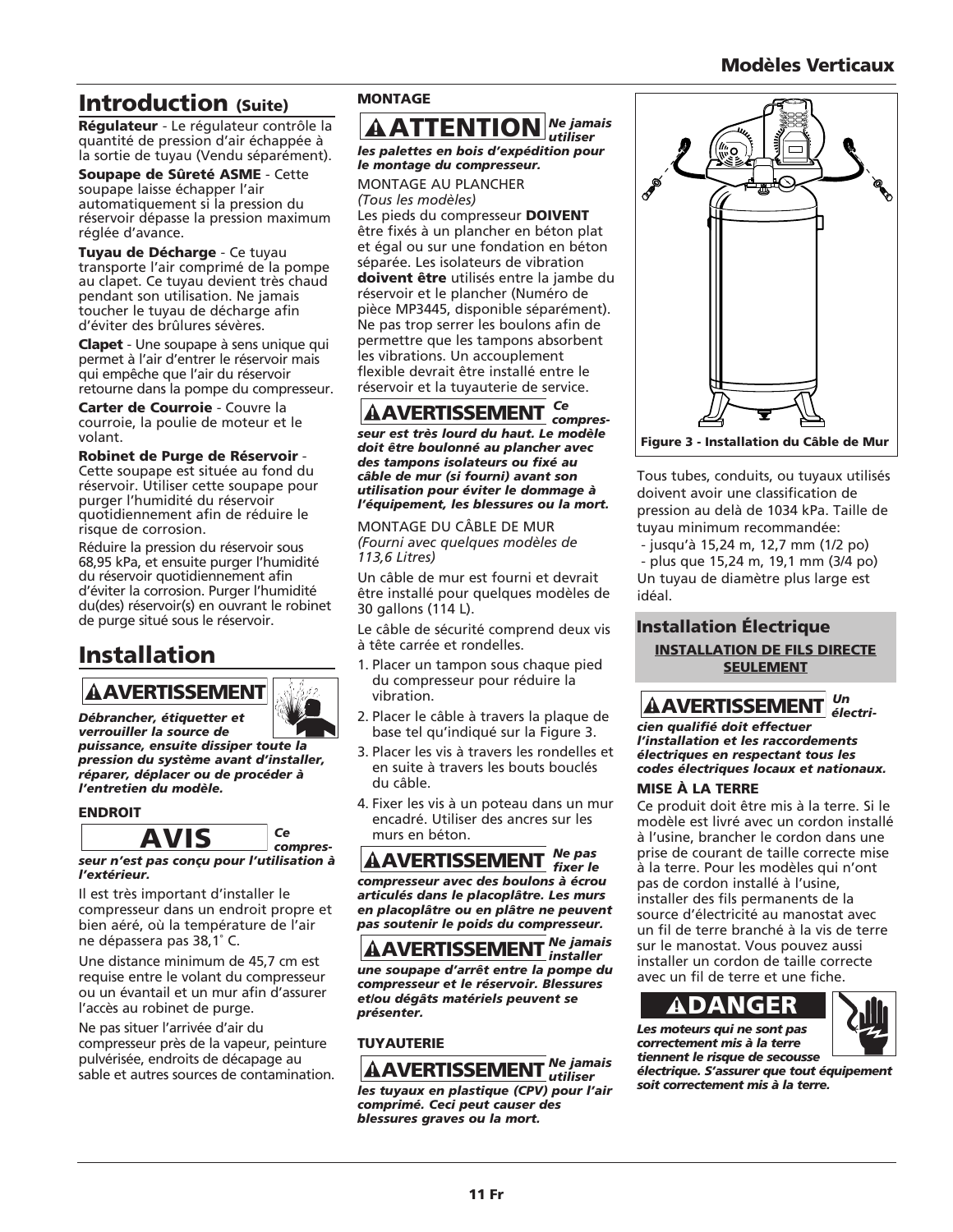## Introduction (Suite)

**Régulateur** - Le régulateur contrôle la quantité de pression d'air échappée à la sortie de tuyau (Vendu séparément).

**Soupape de Sûreté ASME** - Cette soupape laisse échapper l'air automatiquement si la pression du réservoir dépasse la pression maximum réglée d'avance.

**Tuyau de Décharge** - Ce tuyau transporte l'air comprimé de la pompe au clapet. Ce tuyau devient très chaud pendant son utilisation. Ne jamais toucher le tuyau de décharge afin d'éviter des brûlures sévères.

**Clapet** - Une soupape à sens unique qui permet à l'air d'entrer le réservoir mais qui empêche que l'air du réservoir retourne dans la pompe du compresseur.

**Carter de Courroie** - Couvre la courroie, la poulie de moteur et le volant.

**Robinet de Purge de Réservoir** - Cette soupape est située au fond du réservoir. Utiliser cette soupape pour purger l'humidité du réservoir quotidiennement afin de réduire le risque de corrosion.

Réduire la pression du réservoir sous 68,95 kPa, et ensuite purger l'humidité du réservoir quotidiennement afin d'éviter la corrosion. Purger l'humidité du(des) réservoir(s) en ouvrant le robinet de purge situé sous le réservoir.

## Installation

**⚠AVERTISSEMENT** ***Débrancher, étiqueter et verrouiller la source de puissance, ensuite dissiper toute la pression du système avant d'installer, réparer, déplacer ou de procéder à l'entretien du modèle.***

**ENDROIT**

**AVIS** ***Ce compresseur n'est pas conçu pour l'utilisation à l'extérieur.***

Il est très important d'installer le compresseur dans un endroit propre et bien aéré, où la température de l'air ne dépassera pas 38,1˚ C.

Une distance minimum de 45,7 cm est requise entre le volant du compresseur ou un évantail et un mur afin d'assurer l'accès au robinet de purge.

Ne pas situer l'arrivée d'air du compresseur près de la vapeur, peinture pulvérisée, endroits de décapage au sable et autres sources de contamination.

**MONTAGE**

**⚠ATTENTION** ***Ne jamais utiliser les palettes en bois d'expédition pour le montage du compresseur.***

MONTAGE AU PLANCHER
*(Tous les modèles)*

Les pieds du compresseur **DOIVENT** être fixés à un plancher en béton plat et égal ou sur une fondation en béton séparée. Les isolateurs de vibration **doivent être** utilisés entre la jambe du réservoir et le plancher (Numéro de pièce MP3445, disponible séparément). Ne pas trop serrer les boulons afin de permettre que les tampons absorbent les vibrations. Un accouplement flexible devrait être installé entre le réservoir et la tuyauterie de service.

**⚠AVERTISSEMENT** ***Ce compresseur est très lourd du haut. Le modèle doit être boulonné au plancher avec des tampons isolateurs ou fixé au câble de mur (si fourni) avant son utilisation pour éviter le dommage à l'équipement, les blessures ou la mort.***

MONTAGE DU CÂBLE DE MUR
*(Fourni avec quelques modèles de 113,6 Litres)*

Un câble de mur est fourni et devrait être installé pour quelques modèles de 30 gallons (114 L).

Le câble de sécurité comprend deux vis à tête carrée et rondelles.

1. Placer un tampon sous chaque pied du compresseur pour réduire la vibration.
2. Placer le câble à travers la plaque de base tel qu'indiqué sur la Figure 3.
3. Placer les vis à travers les rondelles et en suite à travers les bouts bouclés du câble.
4. Fixer les vis à un poteau dans un mur encadré. Utiliser des ancres sur les murs en béton.

**⚠AVERTISSEMENT** ***Ne pas fixer le compresseur avec des boulons à écrou articulés dans le placoplâtre. Les murs en placoplâtre ou en plâtre ne peuvent pas soutenir le poids du compresseur.***

**⚠AVERTISSEMENT** ***Ne jamais installer une soupape d'arrêt entre la pompe du compresseur et le réservoir. Blessures et/ou dégâts matériels peuvent se présenter.***

**TUYAUTERIE**

**⚠AVERTISSEMENT** ***Ne jamais utiliser les tuyaux en plastique (CPV) pour l'air comprimé. Ceci peut causer des blessures graves ou la mort.***

**Figure 3 - Installation du Câble de Mur**

Tous tubes, conduits, ou tuyaux utilisés doivent avoir une classification de pression au delà de 1034 kPa. Taille de tuyau minimum recommandée:

- jusqu'à 15,24 m, 12,7 mm (1/2 po)
- plus que 15,24 m, 19,1 mm (3/4 po)

Un tuyau de diamètre plus large est idéal.

### Installation Électrique

**INSTALLATION DE FILS DIRECTE SEULEMENT**

**⚠AVERTISSEMENT** ***Un électricien qualifié doit effectuer l'installation et les raccordements électriques en respectant tous les codes électriques locaux et nationaux.***

**MISE À LA TERRE**

Ce produit doit être mis à la terre. Si le modèle est livré avec un cordon installé à l'usine, brancher le cordon dans une prise de courant de taille correcte mise à la terre. Pour les modèles qui n'ont pas de cordon installé à l'usine, installer des fils permanents de la source d'électricité au manostat avec un fil de terre branché à la vis de terre sur le manostat. Vous pouvez aussi installer un cordon de taille correcte avec un fil de terre et une fiche.

**⚠DANGER** ***Les moteurs qui ne sont pas correctement mis à la terre tiennent le risque de secousse électrique. S'assurer que tout équipement soit correctement mis à la terre.***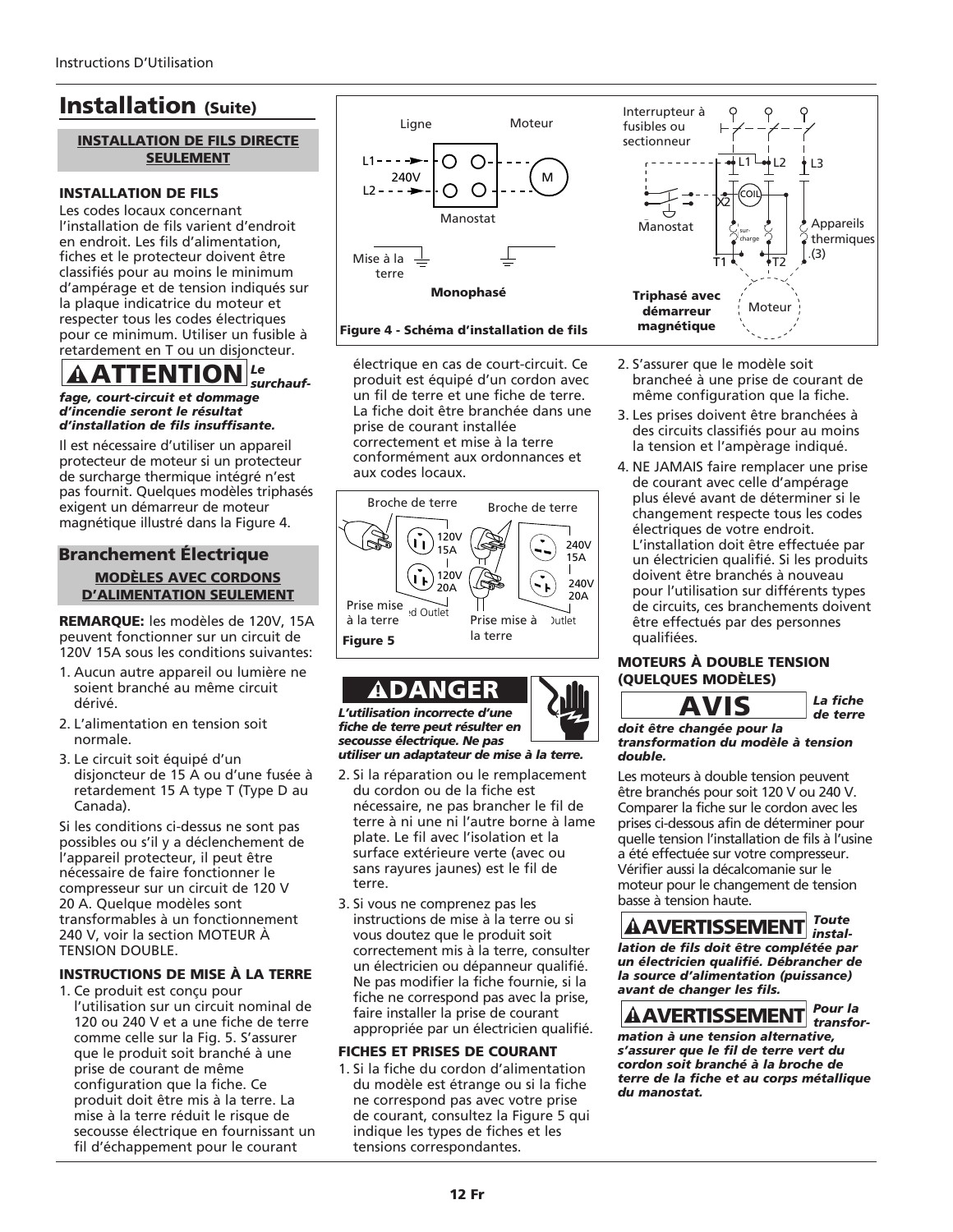# Installation (Suite)

### INSTALLATION DE FILS DIRECTE SEULEMENT

**INSTALLATION DE FILS**

Les codes locaux concernant l'installation de fils varient d'endroit en endroit. Les fils d'alimentation, fiches et le protecteur doivent être classifiés pour au moins le minimum d'ampérage et de tension indiqués sur la plaque indicatrice du moteur et respecter tous les codes électriques pour ce minimum. Utiliser un fusible à retardement en T ou un disjoncteur.

**⚠ATTENTION** ***Le surchauffage, court-circuit et dommage d'incendie seront le résultat d'installation de fils insuffisante.***

Il est nécessaire d'utiliser un appareil protecteur de moteur si un protecteur de surcharge thermique intégré n'est pas fournit. Quelques modèles triphasés exigent un démarreur de moteur magnétique illustré dans la Figure 4.

**Figure 4 - Schéma d'installation de fils**

## Branchement Électrique

### MODÈLES AVEC CORDONS D'ALIMENTATION SEULEMENT

**REMARQUE:** les modèles de 120V, 15A peuvent fonctionner sur un circuit de 120V 15A sous les conditions suivantes:

1. Aucun autre appareil ou lumière ne soient branché au même circuit dérivé.
2. L'alimentation en tension soit normale.
3. Le circuit soit équipé d'un disjoncteur de 15 A ou d'une fusée à retardement 15 A type T (Type D au Canada).

Si les conditions ci-dessus ne sont pas possibles ou s'il y a déclenchement de l'appareil protecteur, il peut être nécessaire de faire fonctionner le compresseur sur un circuit de 120 V 20 A. Quelque modèles sont transformables à un fonctionnement 240 V, voir la section MOTEUR À TENSION DOUBLE.

**INSTRUCTIONS DE MISE À LA TERRE**

1. Ce produit est conçu pour l'utilisation sur un circuit nominal de 120 ou 240 V et a une fiche de terre comme celle sur la Fig. 5. S'assurer que le produit soit branché à une prise de courant de même configuration que la fiche. Ce produit doit être mis à la terre. La mise à la terre réduit le risque de secousse électrique en fournissant un fil d'échappement pour le courant électrique en cas de court-circuit. Ce produit est équipé d'un cordon avec un fil de terre et une fiche de terre. La fiche doit être branchée dans une prise de courant installée correctement et mise à la terre conformément aux ordonnances et aux codes locaux.

**Figure 5**

**⚠DANGER** ***L'utilisation incorrecte d'une fiche de terre peut résulter en secousse électrique. Ne pas utiliser un adaptateur de mise à la terre.***

2. Si la réparation ou le remplacement du cordon ou de la fiche est nécessaire, ne pas brancher le fil de terre à ni une ni l'autre borne à lame plate. Le fil avec l'isolation et la surface extérieure verte (avec ou sans rayures jaunes) est le fil de terre.
3. Si vous ne comprenez pas les instructions de mise à la terre ou si vous doutez que le produit soit correctement mis à la terre, consulter un électricien ou dépanneur qualifié. Ne pas modifier la fiche fournie, si la fiche ne correspond pas avec la prise, faire installer la prise de courant appropriée par un électricien qualifié.

**FICHES ET PRISES DE COURANT**

1. Si la fiche du cordon d'alimentation du modèle est étrange ou si la fiche ne correspond pas avec votre prise de courant, consultez la Figure 5 qui indique les types de fiches et les tensions correspondantes.
2. S'assurer que le modèle soit brancheé à une prise de courant de même configuration que la fiche.
3. Les prises doivent être branchées à des circuits classifiés pour au moins la tension et l'ampèrage indiqué.
4. NE JAMAIS faire remplacer une prise de courant avec celle d'ampérage plus élevé avant de déterminer si le changement respecte tous les codes électriques de votre endroit. L'installation doit être effectuée par un électricien qualifié. Si les produits doivent être branchés à nouveau pour l'utilisation sur différents types de circuits, ces branchements doivent être effectués par des personnes qualifiées.

**MOTEURS À DOUBLE TENSION (QUELQUES MODÈLES)**

**AVIS** ***La fiche de terre doit être changée pour la transformation du modèle à tension double.***

Les moteurs à double tension peuvent être branchés pour soit 120 V ou 240 V. Comparer la fiche sur le cordon avec les prises ci-dessous afin de déterminer pour quelle tension l'installation de fils à l'usine a été effectuée sur votre compresseur. Vérifier aussi la décalcomanie sur le moteur pour le changement de tension basse à tension haute.

**⚠AVERTISSEMENT** ***Toute installation de fils doit être complétée par un électricien qualifié. Débrancher de la source d'alimentation (puissance) avant de changer les fils.***

**⚠AVERTISSEMENT** ***Pour la transformation à une tension alternative, s'assurer que le fil de terre vert du cordon soit branché à la broche de terre de la fiche et au corps métallique du manostat.***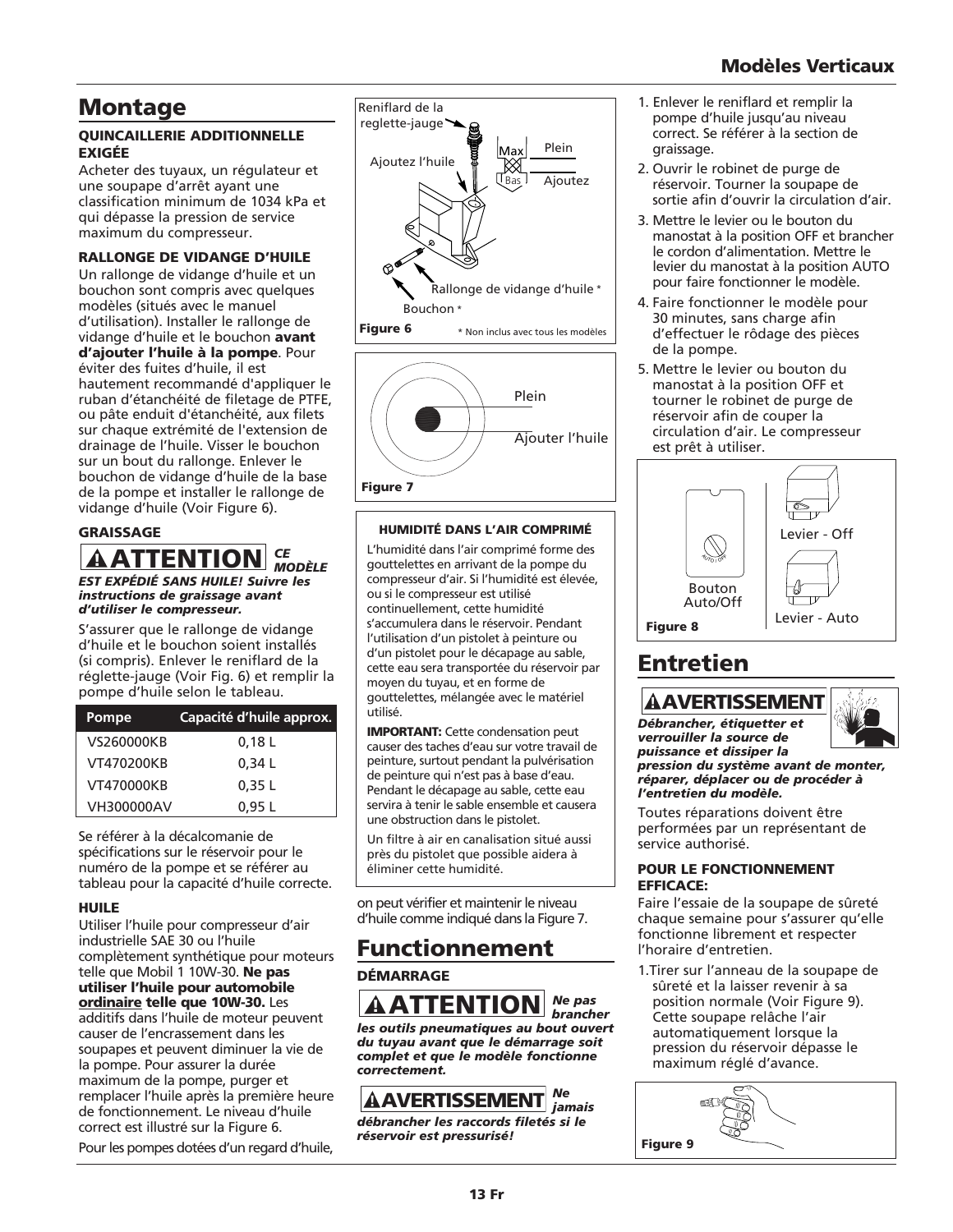# Montage

### QUINCAILLERIE ADDITIONNELLE EXIGÉE

Acheter des tuyaux, un régulateur et une soupape d'arrêt ayant une classification minimum de 1034 kPa et qui dépasse la pression de service maximum du compresseur.

### RALLONGE DE VIDANGE D'HUILE

Un rallonge de vidange d'huile et un bouchon sont compris avec quelques modèles (situés avec le manuel d'utilisation). Installer le rallonge de vidange d'huile et le bouchon **avant d'ajouter l'huile à la pompe**. Pour éviter des fuites d'huile, il est hautement recommandé d'appliquer le ruban d'étanchéité de filetage de PTFE, ou pâte enduit d'étanchéité, aux filets sur chaque extrémité de l'extension de drainage de l'huile. Visser le bouchon sur un bout du rallonge. Enlever le bouchon de vidange d'huile de la base de la pompe et installer le rallonge de vidange d'huile (Voir Figure 6).

### GRAISSAGE

**⚠ATTENTION** ***CE MODÈLE EST EXPÉDIÉ SANS HUILE! Suivre les instructions de graissage avant d'utiliser le compresseur.***

S'assurer que le rallonge de vidange d'huile et le bouchon soient installés (si compris). Enlever le reniflard de la réglette-jauge (Voir Fig. 6) et remplir la pompe d'huile selon le tableau.

| Pompe | Capacité d'huile approx. |
|---|---|
| VS260000KB | 0,18 L |
| VT470200KB | 0,34 L |
| VT470000KB | 0,35 L |
| VH300000AV | 0,95 L |

Se référer à la décalcomanie de spécifications sur le réservoir pour le numéro de la pompe et se référer au tableau pour la capacité d'huile correcte.

### HUILE

Utiliser l'huile pour compresseur d'air industrielle SAE 30 ou l'huile complètement synthétique pour moteurs telle que Mobil 1 10W-30. **Ne pas utiliser l'huile pour automobile <u>ordinaire</u> telle que 10W-30.** Les additifs dans l'huile de moteur peuvent causer de l'encrassement dans les soupapes et peuvent diminuer la vie de la pompe. Pour assurer la durée maximum de la pompe, purger et remplacer l'huile après la première heure de fonctionnement. Le niveau d'huile correct est illustré sur la Figure 6.

Pour les pompes dotées d'un regard d'huile, on peut vérifier et maintenir le niveau d'huile comme indiqué dans la Figure 7.

Reniflard de la reglette-jauge — Ajoutez l'huile — Max / Bas — Plein / Ajoutez — Rallonge de vidange d'huile * — Bouchon *

**Figure 6** * Non inclus avec tous les modèles

Plein — Ajouter l'huile

**Figure 7**

#### HUMIDITÉ DANS L'AIR COMPRIMÉ

L'humidité dans l'air comprimé forme des gouttelettes en arrivant de la pompe du compresseur d'air. Si l'humidité est élevée, ou si le compresseur est utilisé continuellement, cette humidité s'accumulera dans le réservoir. Pendant l'utilisation d'un pistolet à peinture ou d'un pistolet pour le décapage au sable, cette eau sera transportée du réservoir par moyen du tuyau, et en forme de gouttelettes, mélangée avec le matériel utilisé.

**IMPORTANT:** Cette condensation peut causer des taches d'eau sur votre travail de peinture, surtout pendant la pulvérisation de peinture qui n'est pas à base d'eau. Pendant le décapage au sable, cette eau servira à tenir le sable ensemble et causera une obstruction dans le pistolet.

Un filtre à air en canalisation situé aussi près du pistolet que possible aidera à éliminer cette humidité.

# Functionnement

### DÉMARRAGE

**⚠ATTENTION** ***Ne pas brancher les outils pneumatiques au bout ouvert du tuyau avant que le démarrage soit complet et que le modèle fonctionne correctement.***

**⚠AVERTISSEMENT** ***Ne jamais débrancher les raccords filetés si le réservoir est pressurisé!***

1. Enlever le reniflard et remplir la pompe d'huile jusqu'au niveau correct. Se référer à la section de graissage.
2. Ouvrir le robinet de purge de réservoir. Tourner la soupape de sortie afin d'ouvrir la circulation d'air.
3. Mettre le levier ou le bouton du manostat à la position OFF et brancher le cordon d'alimentation. Mettre le levier du manostat à la position AUTO pour faire fonctionner le modèle.
4. Faire fonctionner le modèle pour 30 minutes, sans charge afin d'effectuer le rôdage des pièces de la pompe.
5. Mettre le levier ou bouton du manostat à la position OFF et tourner le robinet de purge de réservoir afin de couper la circulation d'air. Le compresseur est prêt à utiliser.

Bouton Auto/Off — Levier - Off — Levier - Auto

**Figure 8**

# Entretien

**⚠AVERTISSEMENT** ***Débrancher, étiquetter et verrouiller la source de puissance et dissiper la pression du système avant de monter, réparer, déplacer ou de procéder à l'entretien du modèle.***

Toutes réparations doivent être performées par un représentant de service authorisé.

### POUR LE FONCTIONNEMENT EFFICACE:

Faire l'essaie de la soupape de sûreté chaque semaine pour s'assurer qu'elle fonctionne librement et respecter l'horaire d'entretien.

1. Tirer sur l'anneau de la soupape de sûreté et la laisser revenir à sa position normale (Voir Figure 9). Cette soupape relâche l'air automatiquement lorsque la pression du réservoir dépasse le maximum réglé d'avance.

**Figure 9**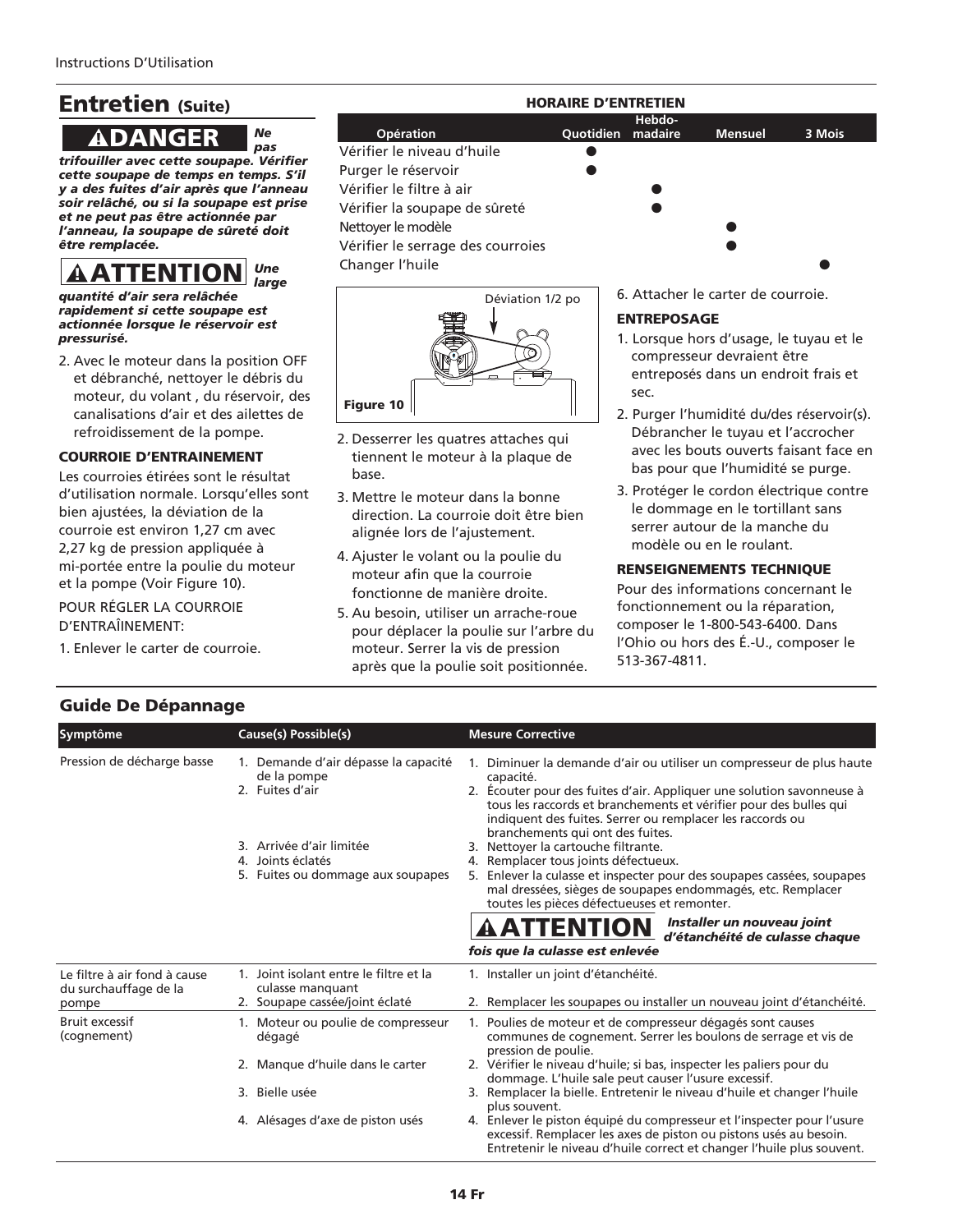## Entretien (Suite)

**⚠DANGER** ***Ne pas trifouiller avec cette soupape. Vérifier cette soupape de temps en temps. S'il y a des fuites d'air après que l'anneau soir relâché, ou si la soupape est prise et ne peut pas être actionnée par l'anneau, la soupape de sûreté doit être remplacée.***

**⚠ATTENTION** ***Une large quantité d'air sera relâchée rapidement si cette soupape est actionnée lorsque le réservoir est pressurisé.***

2. Avec le moteur dans la position OFF et débranché, nettoyer le débris du moteur, du volant , du réservoir, des canalisations d'air et des ailettes de refroidissement de la pompe.

### COURROIE D'ENTRAINEMENT

Les courroies étirées sont le résultat d'utilisation normale. Lorsqu'elles sont bien ajustées, la déviation de la courroie est environ 1,27 cm avec 2,27 kg de pression appliquée à mi-portée entre la poulie du moteur et la pompe (Voir Figure 10).

POUR RÉGLER LA COURROIE D'ENTRAÎNEMENT:

1. Enlever le carter de courroie.

**HORAIRE D'ENTRETIEN**

| Opération | Quotidien | Hebdo-madaire | Mensuel | 3 Mois |
|---|---|---|---|---|
| Vérifier le niveau d'huile | ● | | | |
| Purger le réservoir | ● | | | |
| Vérifier le filtre à air | | ● | | |
| Vérifier la soupape de sûreté | | ● | | |
| Nettoyer le modèle | | | ● | |
| Vérifier le serrage des courroies | | | ● | |
| Changer l'huile | | | | ● |

Déviation 1/2 po

**Figure 10**

2. Desserrer les quatres attaches qui tiennent le moteur à la plaque de base.
3. Mettre le moteur dans la bonne direction. La courroie doit être bien alignée lors de l'ajustement.
4. Ajuster le volant ou la poulie du moteur afin que la courroie fonctionne de manière droite.
5. Au besoin, utiliser un arrache-roue pour déplacer la poulie sur l'arbre du moteur. Serrer la vis de pression après que la poulie soit positionnée.
6. Attacher le carter de courroie.

### ENTREPOSAGE

1. Lorsque hors d'usage, le tuyau et le compresseur devraient être entreposés dans un endroit frais et sec.
2. Purger l'humidité du/des réservoir(s). Débrancher le tuyau et l'accrocher avec les bouts ouverts faisant face en bas pour que l'humidité se purge.
3. Protéger le cordon électrique contre le dommage en le tortillant sans serrer autour de la manche du modèle ou en le roulant.

### RENSEIGNEMENTS TECHNIQUE

Pour des informations concernant le fonctionnement ou la réparation, composer le 1-800-543-6400. Dans l'Ohio ou hors des É.-U., composer le 513-367-4811.

## Guide De Dépannage

| Symptôme | Cause(s) Possible(s) | Mesure Corrective |
|---|---|---|
| Pression de décharge basse | 1. Demande d'air dépasse la capacité de la pompe | 1. Diminuer la demande d'air ou utiliser un compresseur de plus haute capacité. |
| | 2. Fuites d'air | 2. Écouter pour des fuites d'air. Appliquer une solution savonneuse à tous les raccords et branchements et vérifier pour des bulles qui indiquent des fuites. Serrer ou remplacer les raccords ou branchements qui ont des fuites. |
| | 3. Arrivée d'air limitée | 3. Nettoyer la cartouche filtrante. |
| | 4. Joints éclatés | 4. Remplacer tous joints défectueux. |
| | 5. Fuites ou dommage aux soupapes | 5. Enlever la culasse et inspecter pour des soupapes cassées, soupapes mal dressées, sièges de soupapes endommagés, etc. Remplacer toutes les pièces défectueuses et remonter. **⚠ATTENTION** ***Installer un nouveau joint d'étanchéité de culasse chaque fois que la culasse est enlevée*** |
| Le filtre à air fond à cause du surchauffage de la pompe | 1. Joint isolant entre le filtre et la culasse manquant | 1. Installer un joint d'étanchéité. |
| | 2. Soupape cassée/joint éclaté | 2. Remplacer les soupapes ou installer un nouveau joint d'étanchéité. |
| Bruit excessif (cognement) | 1. Moteur ou poulie de compresseur dégagé | 1. Poulies de moteur et de compresseur dégagés sont causes communes de cognement. Serrer les boulons de serrage et vis de pression de poulie. |
| | 2. Manque d'huile dans le carter | 2. Vérifier le niveau d'huile; si bas, inspecter les paliers pour du dommage. L'huile sale peut causer l'usure excessif. |
| | 3. Bielle usée | 3. Remplacer la bielle. Entretenir le niveau d'huile et changer l'huile plus souvent. |
| | 4. Alésages d'axe de piston usés | 4. Enlever le piston équipé du compresseur et l'inspecter pour l'usure excessif. Remplacer les axes de piston ou pistons usés au besoin. Entretenir le niveau d'huile correct et changer l'huile plus souvent. |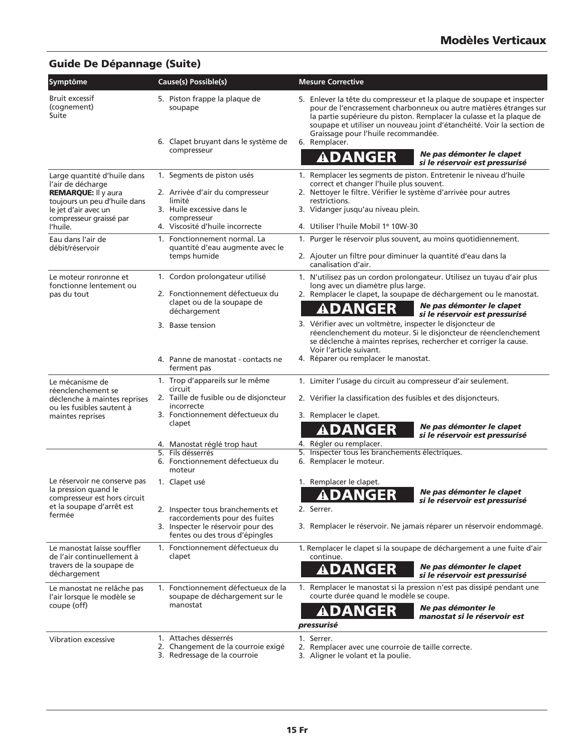## Guide De Dépannage (Suite)

| Symptôme | Cause(s) Possible(s) | Mesure Corrective |
|---|---|---|
| Bruit excessif (cognement) Suite | 5. Piston frappe la plaque de soupape | 5. Enlever la tête du compresseur et la plaque de soupape et inspecter pour de l'encrassement charbonneux ou autre matières étranges sur la partie supérieure du piston. Remplacer la culasse et la plaque de soupape et utiliser un nouveau joint d'étanchéité. Voir la section de Graissage pour l'huile recommandée. |
| | 6. Clapet bruyant dans le système de compresseur | 6. Remplacer. **⚠DANGER** ***Ne pas démonter le clapet si le réservoir est pressurisé*** |
| Large quantité d'huile dans l'air de décharge **REMARQUE:** Il y aura toujours un peu d'huile dans le jet d'air avec un compresseur graissé par l'huile. | 1. Segments de piston usés | 1. Remplacer les segments de piston. Entretenir le niveau d'huile correct et changer l'huile plus souvent. |
| | 2. Arrivée d'air du compresseur limité | 2. Nettoyer le filtre. Vérifier le système d'arrivée pour autres restrictions. |
| | 3. Huile excessive dans le compresseur | 3. Vidanger jusqu'au niveau plein. |
| | 4. Viscosité d'huile incorrecte | 4. Utiliser l'huile Mobil 1® 10W-30 |
| Eau dans l'air de débit/réservoir | 1. Fonctionnement normal. La quantité d'eau augmente avec le temps humide | 1. Purger le réservoir plus souvent, au moins quotidiennement. |
| | | 2. Ajouter un filtre pour diminuer la quantité d'eau dans la canalisation d'air. |
| Le moteur ronronne et fonctionne lentement ou pas du tout | 1. Cordon prolongateur utilisé | 1. N'utilisez pas un cordon prolongateur. Utilisez un tuyau d'air plus long avec un diamètre plus large. |
| | 2. Fonctionnement défectueux du clapet ou de la soupape de déchargement | 2. Remplacer le clapet, la soupape de déchargement ou le manostat. **⚠DANGER** ***Ne pas démonter le clapet si le réservoir est pressurisé*** |
| | 3. Basse tension | 3. Vérifier avec un voltmètre, inspecter le disjoncteur de réenclenchement du moteur. Si le disjoncteur de réenclenchement se déclenche à maintes reprises, rechercher et corriger la cause. Voir l'article suivant. |
| | 4. Panne de manostat - contacts ne ferment pas | 4. Réparer ou remplacer le manostat. |
| Le mécanisme de réenclenchement se déclenche à maintes reprises ou les fusibles sautent à maintes reprises | 1. Trop d'appareils sur le même circuit | 1. Limiter l'usage du circuit au compresseur d'air seulement. |
| | 2. Taille de fusible ou de disjoncteur incorrecte | 2. Vérifier la classification des fusibles et des disjoncteurs. |
| | 3. Fonctionnement défectueux du clapet | 3. Remplacer le clapet. **⚠DANGER** ***Ne pas démonter le clapet si le réservoir est pressurisé*** |
| | 4. Manostat réglé trop haut | 4. Régler ou remplacer. |
| | 5. Fils désserrés | 5. Inspecter tous les branchements électriques. |
| | 6. Fonctionnement défectueux du moteur | 6. Remplacer le moteur. |
| Le réservoir ne conserve pas la pression quand le compresseur est hors circuit et la soupape d'arrêt est fermée | 1. Clapet usé | 1. Remplacer le clapet. **⚠DANGER** ***Ne pas démonter le clapet si le réservoir est pressurisé*** |
| | 2. Inspecter tous branchements et raccordements pour des fuites | 2. Serrer. |
| | 3. Inspecter le réservoir pour des fentes ou des trous d'épingles | 3. Remplacer le réservoir. Ne jamais réparer un réservoir endommagé. |
| Le manostat laisse souffler de l'air continuellement à travers de la soupape de déchargement | 1. Fonctionnement défectueux du clapet | 1. Remplacer le clapet si la soupape de déchargement a une fuite d'air continue. **⚠DANGER** ***Ne pas démonter le clapet si le réservoir est pressurisé*** |
| Le manostat ne relâche pas l'air lorsque le modèle se coupe (off) | 1. Fonctionnement défectueux de la soupape de déchargement sur le manostat | 1. Remplacer le manostat si la pression n'est pas dissipé pendant une courte durée quand le modèle se coupe. **⚠DANGER** ***Ne pas démonter le manostat si le réservoir est pressurisé*** |
| Vibration excessive | 1. Attaches désserrés | 1. Serrer. |
| | 2. Changement de la courroie exigé | 2. Remplacer avec une courroie de taille correcte. |
| | 3. Redressage de la courroie | 3. Aligner le volant et la poulie. |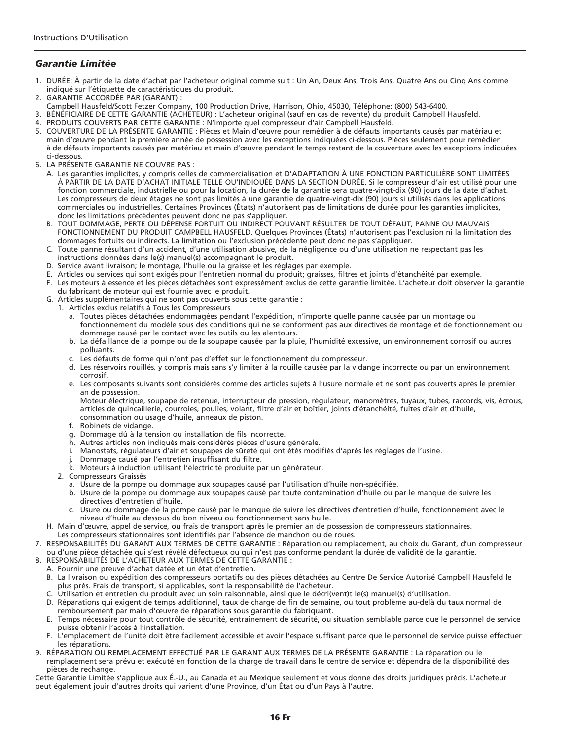## *Garantie Limitée*

1. DURÉE: À partir de la date d'achat par l'acheteur original comme suit : Un An, Deux Ans, Trois Ans, Quatre Ans ou Cinq Ans comme indiqué sur l'étiquette de caractéristiques du produit.
2. GARANTIE ACCORDÉE PAR (GARANT) :
   Campbell Hausfeld/Scott Fetzer Company, 100 Production Drive, Harrison, Ohio, 45030, Téléphone: (800) 543-6400.
3. BÉNÉFICIAIRE DE CETTE GARANTIE (ACHETEUR) : L'acheteur original (sauf en cas de revente) du produit Campbell Hausfeld.
4. PRODUITS COUVERTS PAR CETTE GARANTIE : N'importe quel compresseur d'air Campbell Hausfeld.
5. COUVERTURE DE LA PRÉSENTE GARANTIE : Pièces et Main d'œuvre pour remédier à de défauts importants causés par matériau et main d'œuvre pendant la première année de possession avec les exceptions indiquées ci-dessous. Pièces seulement pour remédier à de défauts importants causés par matériau et main d'œuvre pendant le temps restant de la couverture avec les exceptions indiquées ci-dessous.
6. LA PRÉSENTE GARANTIE NE COUVRE PAS :
   A. Les garanties implicites, y compris celles de commercialisation et D'ADAPTATION À UNE FONCTION PARTICULIÈRE SONT LIMITÉES À PARTIR DE LA DATE D'ACHAT INITIALE TELLE QU'INDIQUÉE DANS LA SECTION DURÉE. Si le compresseur d'air est utilisé pour une fonction commerciale, industrielle ou pour la location, la durée de la garantie sera quatre-vingt-dix (90) jours de la date d'achat. Les compresseurs de deux étages ne sont pas limités à une garantie de quatre-vingt-dix (90) jours si utilisés dans les applications commerciales ou industrielles. Certaines Provinces (États) n'autorisent pas de limitations de durée pour les garanties implicites, donc les limitations précédentes peuvent donc ne pas s'appliquer.
   B. TOUT DOMMAGE, PERTE OU DÉPENSE FORTUIT OU INDIRECT POUVANT RÉSULTER DE TOUT DÉFAUT, PANNE OU MAUVAIS FONCTIONNEMENT DU PRODUIT CAMPBELL HAUSFELD. Quelques Provinces (États) n'autorisent pas l'exclusion ni la limitation des dommages fortuits ou indirects. La limitation ou l'exclusion précédente peut donc ne pas s'appliquer.
   C. Toute panne résultant d'un accident, d'une utilisation abusive, de la négligence ou d'une utilisation ne respectant pas les instructions données dans le(s) manuel(s) accompagnant le produit.
   D. Service avant livraison; le montage, l'huile ou la graisse et les réglages par exemple.
   E. Articles ou services qui sont exigés pour l'entretien normal du produit; graisses, filtres et joints d'étanchéité par exemple.
   F. Les moteurs à essence et les pièces détachées sont expressément exclus de cette garantie limitée. L'acheteur doit observer la garantie du fabricant de moteur qui est fournie avec le produit.
   G. Articles supplémentaires qui ne sont pas couverts sous cette garantie :
      1. Articles exclus relatifs à Tous les Compresseurs
         a. Toutes pièces détachées endommagées pendant l'expédition, n'importe quelle panne causée par un montage ou fonctionnement du modèle sous des conditions qui ne se conforment pas aux directives de montage et de fonctionnement ou dommage causé par le contact avec les outils ou les alentours.
         b. La défaillance de la pompe ou de la soupape causée par la pluie, l'humidité excessive, un environnement corrosif ou autres polluants.
         c. Les défauts de forme qui n'ont pas d'effet sur le fonctionnement du compresseur.
         d. Les réservoirs rouillés, y compris mais sans s'y limiter à la rouille causée par la vidange incorrecte ou par un environnement corrosif.
         e. Les composants suivants sont considérés comme des articles sujets à l'usure normale et ne sont pas couverts après le premier an de possession.
            Moteur électrique, soupape de retenue, interrupteur de pression, régulateur, manomètres, tuyaux, tubes, raccords, vis, écrous, articles de quincaillerie, courroies, poulies, volant, filtre d'air et boîtier, joints d'étanchéité, fuites d'air et d'huile, consommation ou usage d'huile, anneaux de piston.
         f. Robinets de vidange.
         g. Dommage dû à la tension ou installation de fils incorrecte.
         h. Autres articles non indiqués mais considérés pièces d'usure générale.
         i. Manostats, régulateurs d'air et soupapes de sûreté qui ont étés modifiés d'après les réglages de l'usine.
         j. Dommage causé par l'entretien insuffisant du filtre.
         k. Moteurs à induction utilisant l'électricité produite par un générateur.
      2. Compresseurs Graissés
         a. Usure de la pompe ou dommage aux soupapes causé par l'utilisation d'huile non-spécifiée.
         b. Usure de la pompe ou dommage aux soupapes causé par toute contamination d'huile ou par le manque de suivre les directives d'entretien d'huile.
         c. Usure ou dommage de la pompe causé par le manque de suivre les directives d'entretien d'huile, fonctionnement avec le niveau d'huile au dessous du bon niveau ou fonctionnement sans huile.
   H. Main d'œuvre, appel de service, ou frais de transport après le premier an de possession de compresseurs stationnaires. Les compresseurs stationnaires sont identifiés par l'absence de manchon ou de roues.
7. RESPONSABILITÉS DU GARANT AUX TERMES DE CETTE GARANTIE : Réparation ou remplacement, au choix du Garant, d'un compresseur ou d'une pièce détachée qui s'est révélé défectueux ou qui n'est pas conforme pendant la durée de validité de la garantie.
8. RESPONSABILITÉS DE L'ACHETEUR AUX TERMES DE CETTE GARANTIE :
   A. Fournir une preuve d'achat datée et un état d'entretien.
   B. La livraison ou expédition des compresseurs portatifs ou des pièces détachées au Centre De Service Autorisé Campbell Hausfeld le plus près. Frais de transport, si applicables, sont la responsabilité de l'acheteur.
   C. Utilisation et entretien du produit avec un soin raisonnable, ainsi que le décri(vent)t le(s) manuel(s) d'utilisation.
   D. Réparations qui exigent de temps additionnel, taux de charge de fin de semaine, ou tout problème au-delà du taux normal de remboursement par main d'œuvre de réparations sous garantie du fabriquant.
   E. Temps nécessaire pour tout contrôle de sécurité, entraînement de sécurité, ou situation semblable parce que le personnel de service puisse obtenir l'accès à l'installation.
   F. L'emplacement de l'unité doit être facilement accessible et avoir l'espace suffisant parce que le personnel de service puisse effectuer les réparations.
9. RÉPARATION OU REMPLACEMENT EFFECTUÉ PAR LE GARANT AUX TERMES DE LA PRÉSENTE GARANTIE : La réparation ou le remplacement sera prévu et exécuté en fonction de la charge de travail dans le centre de service et dépendra de la disponibilité des pièces de rechange.

Cette Garantie Limitée s'applique aux É.-U., au Canada et au Mexique seulement et vous donne des droits juridiques précis. L'acheteur peut également jouir d'autres droits qui varient d'une Province, d'un État ou d'un Pays à l'autre.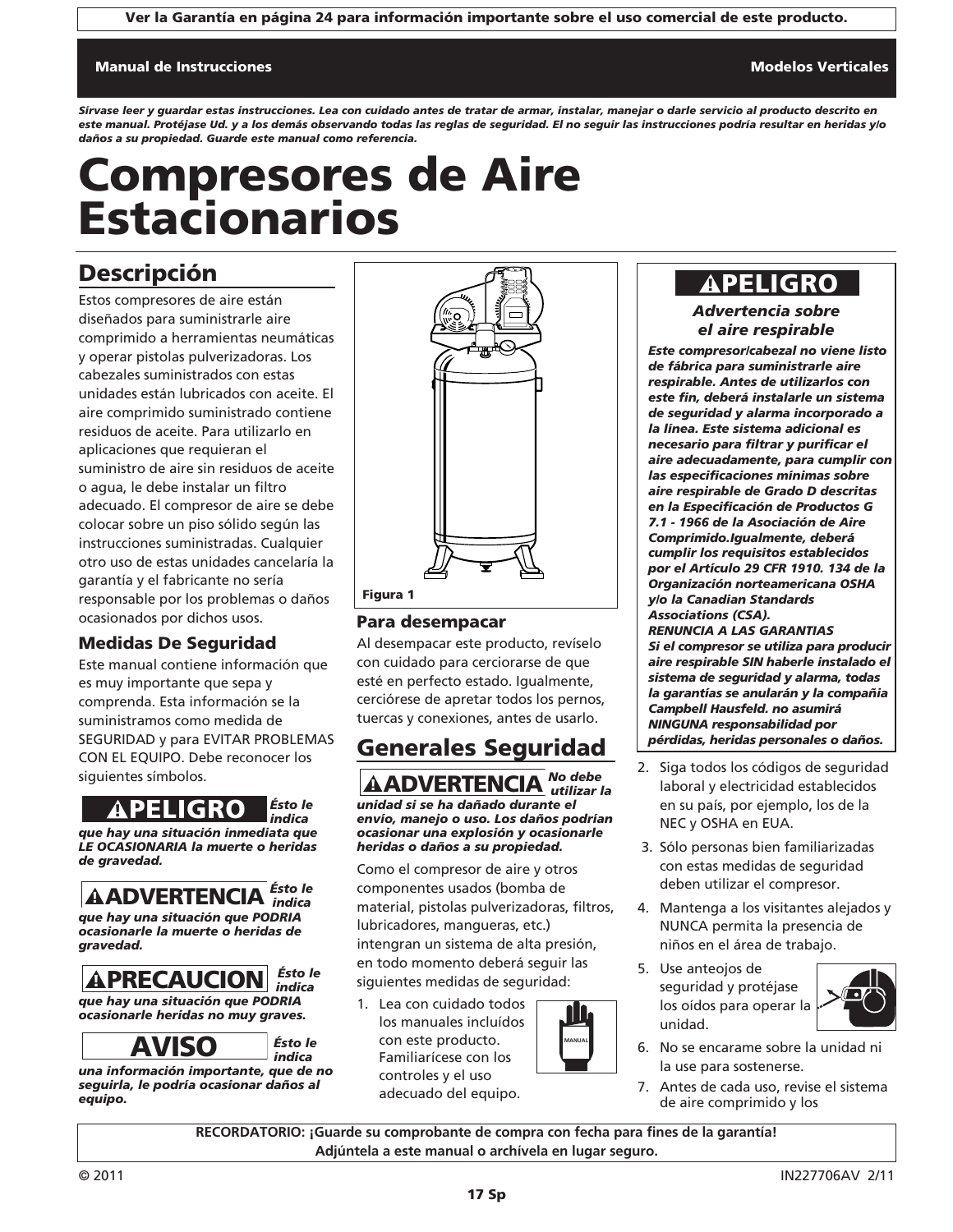Ver la Garantía en página 24 para información importante sobre el uso comercial de este producto.

**Manual de Instrucciones** | **Modelos Verticales**

***Sírvase leer y guardar estas instrucciones. Lea con cuidado antes de tratar de armar, instalar, manejar o darle servicio al producto descrito en este manual. Protéjase Ud. y a los demás observando todas las reglas de seguridad. El no seguir las instrucciones podría resultar en heridas y/o daños a su propiedad. Guarde este manual como referencia.***

# Compresores de Aire Estacionarios

## Descripción

Estos compresores de aire están diseñados para suministrarle aire comprimido a herramientas neumáticas y operar pistolas pulverizadoras. Los cabezales suministrados con estas unidades están lubricados con aceite. El aire comprimido suministrado contiene residuos de aceite. Para utilizarlo en aplicaciones que requieran el suministro de aire sin residuos de aceite o agua, le debe instalar un filtro adecuado. El compresor de aire se debe colocar sobre un piso sólido según las instrucciones suministradas. Cualquier otro uso de estas unidades cancelaría la garantía y el fabricante no sería responsable por los problemas o daños ocasionados por dichos usos.

### Medidas De Seguridad

Este manual contiene información que es muy importante que sepa y comprenda. Esta información se la suministramos como medida de SEGURIDAD y para EVITAR PROBLEMAS CON EL EQUIPO. Debe reconocer los siguientes símbolos.

**⚠PELIGRO** ***Ésto le indica que hay una situación inmediata que LE OCASIONARIA la muerte o heridas de gravedad.***

**⚠ADVERTENCIA** ***Ésto le indica que hay una situación que PODRIA ocasionarle la muerte o heridas de gravedad.***

**⚠PRECAUCION** ***Ésto le indica que hay una situación que PODRIA ocasionarle heridas no muy graves.***

**AVISO** ***Ésto le indica una información importante, que de no seguirla, le podría ocasionar daños al equipo.***

Figura 1

### Para desempacar

Al desempacar este producto, revíselo con cuidado para cerciorarse de que esté en perfecto estado. Igualmente, cerciórese de apretar todos los pernos, tuercas y conexiones, antes de usarlo.

## Generales Seguridad

**⚠ADVERTENCIA** ***No debe utilizar la unidad si se ha dañado durante el envío, manejo o uso. Los daños podrían ocasionar una explosión y ocasionarle heridas o daños a su propiedad.***

Como el compresor de aire y otros componentes usados (bomba de material, pistolas pulverizadoras, filtros, lubricadores, mangueras, etc.) integran un sistema de alta presión, en todo momento deberá seguir las siguientes medidas de seguridad:

1. Lea con cuidado todos los manuales incluídos con este producto. Familiarícese con los controles y el uso adecuado del equipo.

**⚠PELIGRO**

***Advertencia sobre el aire respirable***

***Este compresor/cabezal no viene listo de fábrica para suministrarle aire respirable. Antes de utilizarlos con este fin, deberá instalarle un sistema de seguridad y alarma incorporado a la línea. Este sistema adicional es necesario para filtrar y purificar el aire adecuadamente, para cumplir con las especificaciones mínimas sobre aire respirable de Grado D descritas en la Especificación de Productos G 7.1 - 1966 de la Asociación de Aire Comprimido.Igualmente, deberá cumplir los requisitos establecidos por el Artículo 29 CFR 1910. 134 de la Organización norteamericana OSHA y/o la Canadian Standards Associations (CSA).***

***RENUNCIA A LAS GARANTIAS***

***Si el compresor se utiliza para producir aire respirable SIN haberle instalado el sistema de seguridad y alarma, todas las garantías se anularán y la compañia Campbell Hausfeld. no asumirá NINGUNA responsabilidad por pérdidas, heridas personales o daños.***

2. Siga todos los códigos de seguridad laboral y electricidad establecidos en su país, por ejemplo, los de la NEC y OSHA en EUA.
3. Sólo personas bien familiarizadas con estas medidas de seguridad deben utilizar el compresor.
4. Mantenga a los visitantes alejados y NUNCA permita la presencia de niños en el área de trabajo.
5. Use anteojos de seguridad y protéjase los oídos para operar la unidad.
6. No se encarame sobre la unidad ni la use para sostenerse.
7. Antes de cada uso, revise el sistema de aire comprimido y los

RECORDATORIO: ¡Guarde su comprobante de compra con fecha para fines de la garantía! Adjúntela a este manual o archívela en lugar seguro.

© 2011 IN227706AV 2/11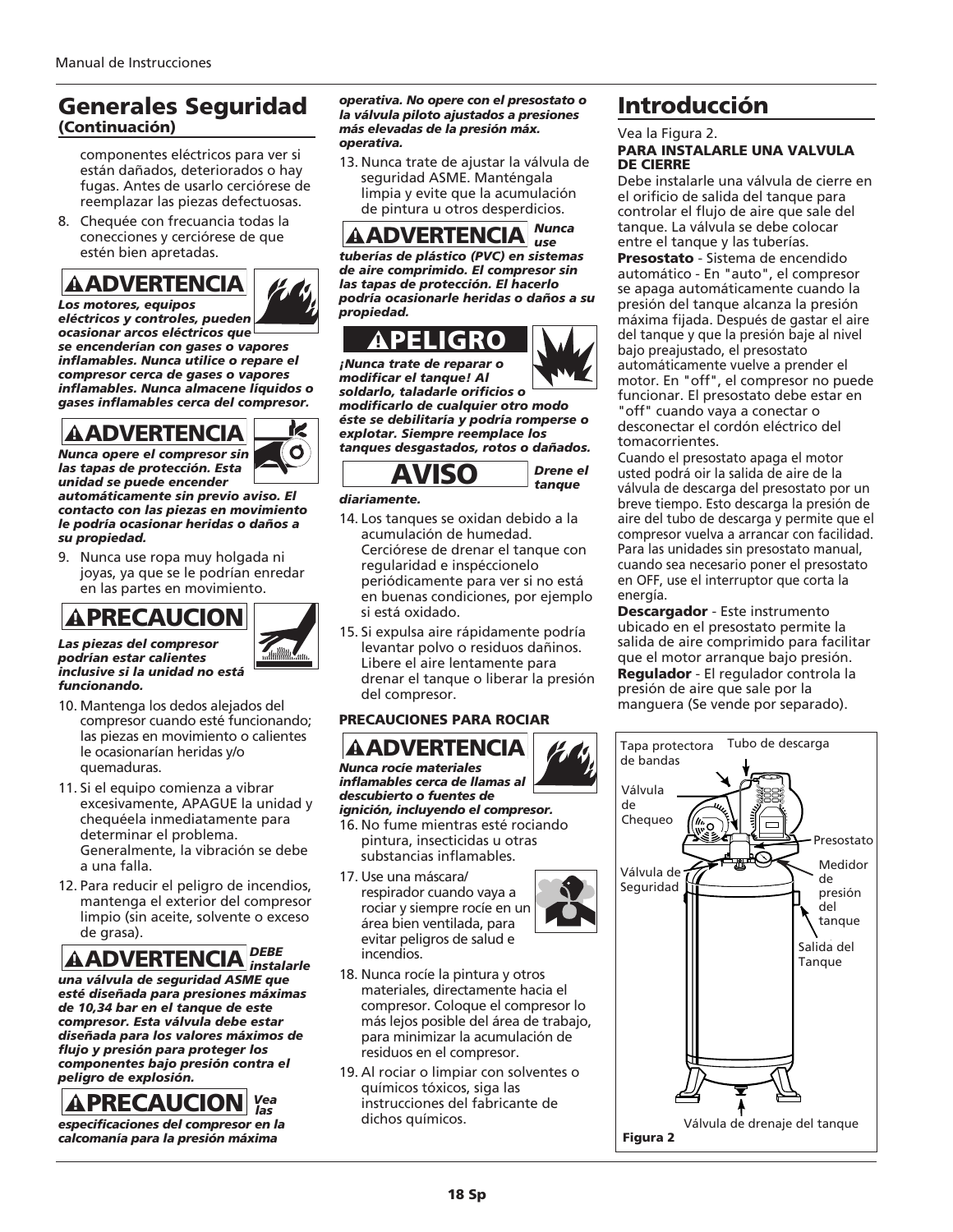## Generales Seguridad
### (Continuación)

componentes eléctricos para ver si están dañados, deteriorados o hay fugas. Antes de usarlo cerciórese de reemplazar las piezas defectuosas.

8. Chequée con frecuencia todas la conecciones y cerciórese de que estén bien apretadas.

**⚠ADVERTENCIA** ***Los motores, equipos eléctricos y controles, pueden ocasionar arcos eléctricos que se encenderían con gases o vapores inflamables. Nunca utilice o repare el compresor cerca de gases o vapores inflamables. Nunca almacene líquidos o gases inflamables cerca del compresor.***

**⚠ADVERTENCIA** ***Nunca opere el compresor sin las tapas de protección. Esta unidad se puede encender automáticamente sin previo aviso. El contacto con las piezas en movimiento le podría ocasionar heridas o daños a su propiedad.***

9. Nunca use ropa muy holgada ni joyas, ya que se le podrían enredar en las partes en movimiento.

**⚠PRECAUCION** ***Las piezas del compresor podrían estar calientes inclusive si la unidad no está funcionando.***

10. Mantenga los dedos alejados del compresor cuando esté funcionando; las piezas en movimiento o calientes le ocasionarían heridas y/o quemaduras.
11. Si el equipo comienza a vibrar excesivamente, APAGUE la unidad y chequéela inmediatamente para determinar el problema. Generalmente, la vibración se debe a una falla.
12. Para reducir el peligro de incendios, mantenga el exterior del compresor limpio (sin aceite, solvente o exceso de grasa).

**⚠ADVERTENCIA** ***DEBE instalarle una válvula de seguridad ASME que esté diseñada para presiones máximas de 10,34 bar en el tanque de este compresor. Esta válvula debe estar diseñada para los valores máximos de flujo y presión para proteger los componentes bajo presión contra el peligro de explosión.***

**⚠PRECAUCION** ***Vea las especificaciones del compresor en la calcomanía para la presión máxima operativa. No opere con el presostato o la válvula piloto ajustados a presiones más elevadas de la presión máx. operativa.***

13. Nunca trate de ajustar la válvula de seguridad ASME. Manténgala limpia y evite que la acumulación de pintura u otros desperdicios.

**⚠ADVERTENCIA** ***Nunca use tuberías de plástico (PVC) en sistemas de aire comprimido. El compresor sin las tapas de protección. El hacerlo podría ocasionarle heridas o daños a su propiedad.***

**⚠PELIGRO** ***¡Nunca trate de reparar o modificar el tanque! Al soldarlo, taladarle orificios o modificarlo de cualquier otro modo éste se debilitaría y podría romperse o explotar. Siempre reemplace los tanques desgastados, rotos o dañados.***

**AVISO** ***Drene el tanque diariamente.***

14. Los tanques se oxidan debido a la acumulación de humedad. Cerciórese de drenar el tanque con regularidad e inspéccionelo periódicamente para ver si no está en buenas condiciones, por ejemplo si está oxidado.
15. Si expulsa aire rápidamente podría levantar polvo o residuos dañinos. Libere el aire lentamente para drenar el tanque o liberar la presión del compresor.

**PRECAUCIONES PARA ROCIAR**

**⚠ADVERTENCIA** ***Nunca rocíe materiales inflamables cerca de llamas al descubierto o fuentes de ignición, incluyendo el compresor.***

16. No fume mientras esté rociando pintura, insecticidas u otras substancias inflamables.
17. Use una máscara/ respirador cuando vaya a rociar y siempre rocíe en un área bien ventilada, para evitar peligros de salud e incendios.
18. Nunca rocíe la pintura y otros materiales, directamente hacia el compresor. Coloque el compresor lo más lejos posible del área de trabajo, para minimizar la acumulación de residuos en el compresor.
19. Al rociar o limpiar con solventes o químicos tóxicos, siga las instrucciones del fabricante de dichos químicos.

## Introducción

Vea la Figura 2.

**PARA INSTALARLE UNA VALVULA DE CIERRE**

Debe instalarle una válvula de cierre en el orificio de salida del tanque para controlar el flujo de aire que sale del tanque. La válvula se debe colocar entre el tanque y las tuberías.

**Presostato** - Sistema de encendido automático - En "auto", el compresor se apaga automáticamente cuando la presión del tanque alcanza la presión máxima fijada. Después de gastar el aire del tanque y que la presión baje al nivel bajo preajustado, el presostato automáticamente vuelve a prender el motor. En "off", el compresor no puede funcionar. El presostato debe estar en "off" cuando vaya a conectar o desconectar el cordón eléctrico del tomacorrientes.

Cuando el presostato apaga el motor usted podrá oir la salida de aire de la válvula de descarga del presostato por un breve tiempo. Esto descarga la presión de aire del tubo de descarga y permite que el compresor vuelva a arrancar con facilidad. Para las unidades sin presostato manual, cuando sea necesario poner el presostato en OFF, use el interruptor que corta la energía.

**Descargador** - Este instrumento ubicado en el presostato permite la salida de aire comprimido para facilitar que el motor arranque bajo presión.

**Regulador** - El regulador controla la presión de aire que sale por la manguera (Se vende por separado).

Tapa protectora de bandas — Tubo de descarga — Válvula de Chequeo — Presostato — Válvula de Seguridad — Medidor de presión del tanque — Salida del Tanque — Válvula de drenaje del tanque

**Figura 2**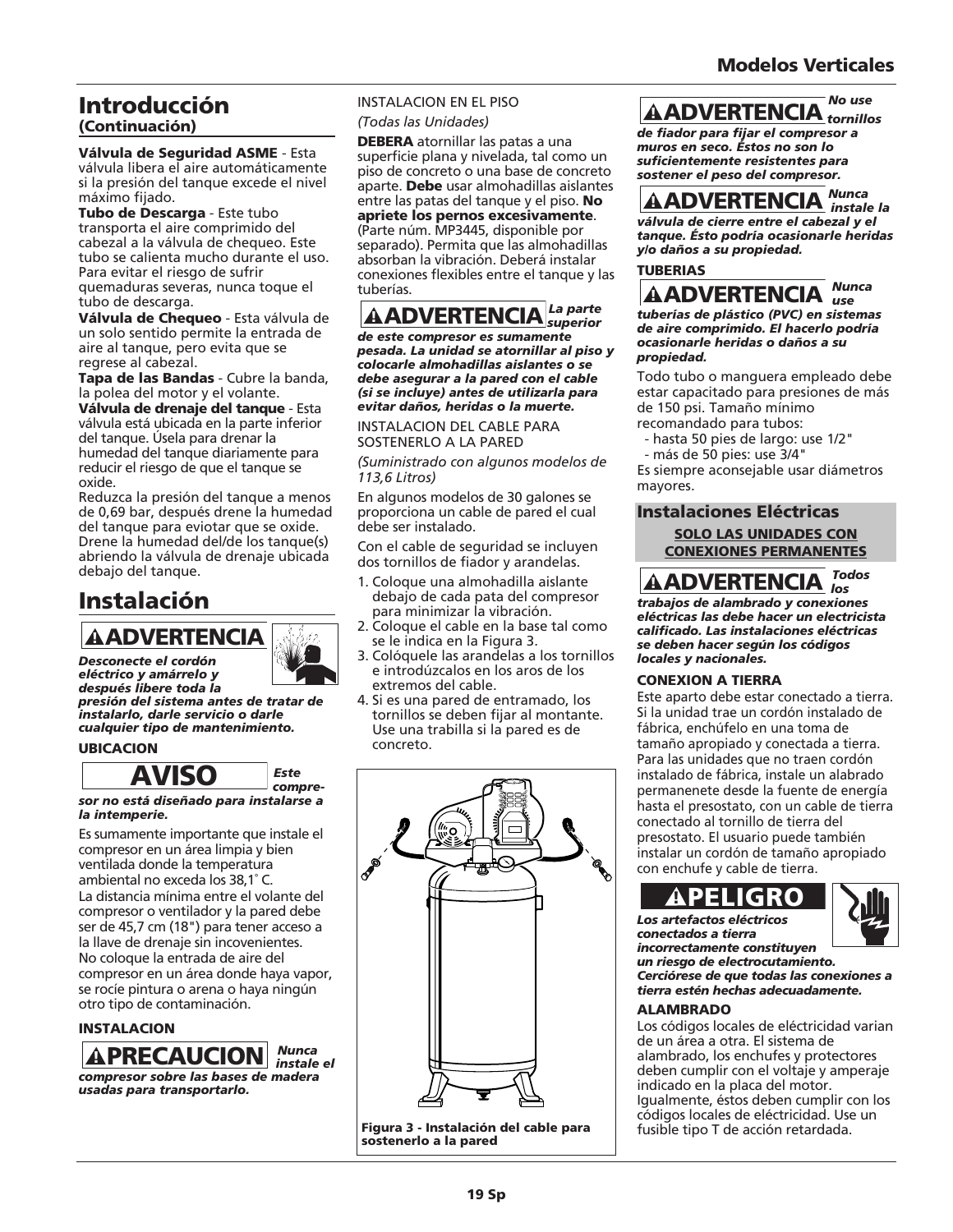## Introducción
### (Continuación)

**Válvula de Seguridad ASME** - Esta válvula libera el aire automáticamente si la presión del tanque excede el nivel máximo fijado.

**Tubo de Descarga** - Este tubo transporta el aire comprimido del cabezal a la válvula de chequeo. Este tubo se calienta mucho durante el uso. Para evitar el riesgo de sufrir quemaduras severas, nunca toque el tubo de descarga.

**Válvula de Chequeo** - Esta válvula de un solo sentido permite la entrada de aire al tanque, pero evita que se regrese al cabezal.

**Tapa de las Bandas** - Cubre la banda, la polea del motor y el volante.

**Válvula de drenaje del tanque** - Esta válvula está ubicada en la parte inferior del tanque. Úsela para drenar la humedad del tanque diariamente para reducir el riesgo de que el tanque se oxide.

Reduzca la presión del tanque a menos de 0,69 bar, después drene la humedad del tanque para eviotar que se oxide. Drene la humedad del/de los tanque(s) abriendo la válvula de drenaje ubicada debajo del tanque.

## Instalación

**⚠ADVERTENCIA** *Desconecte el cordón eléctrico y amárrelo y después libere toda la presión del sistema antes de tratar de instalarlo, darle servicio o darle cualquier tipo de mantenimiento.*

**UBICACION**

**AVISO** *Este compresor no está diseñado para instalarse a la intemperie.*

Es sumamente importante que instale el compresor en un área limpia y bien ventilada donde la temperatura ambiental no exceda los 38,1˚ C.

La distancia mínima entre el volante del compresor o ventilador y la pared debe ser de 45,7 cm (18") para tener acceso a la llave de drenaje sin incovenientes.

No coloque la entrada de aire del compresor en un área donde haya vapor, se rocíe pintura o arena o haya ningún otro tipo de contaminación.

**INSTALACION**

**⚠PRECAUCION** *Nunca instale el compresor sobre las bases de madera usadas para transportarlo.*

INSTALACION EN EL PISO

*(Todas las Unidades)*

**DEBERA** atornillar las patas a una superficie plana y nivelada, tal como un piso de concreto o una base de concreto aparte. **Debe** usar almohadillas aislantes entre las patas del tanque y el piso. **No apriete los pernos excesivamente**. (Parte núm. MP3445, disponible por separado). Permita que las almohadillas absorban la vibración. Deberá instalar conexiones flexibles entre el tanque y las tuberías.

**⚠ADVERTENCIA** *La parte superior de este compresor es sumamente pesada. La unidad se atornillar al piso y colocarle almohadillas aislantes o se debe asegurar a la pared con el cable (si se incluye) antes de utilizarla para evitar daños, heridas o la muerte.*

INSTALACION DEL CABLE PARA SOSTENERLO A LA PARED

*(Suministrado con algunos modelos de 113,6 Litros)*

En algunos modelos de 30 galones se proporciona un cable de pared el cual debe ser instalado.

Con el cable de seguridad se incluyen dos tornillos de fiador y arandelas.

1. Coloque una almohadilla aislante debajo de cada pata del compresor para minimizar la vibración.
2. Coloque el cable en la base tal como se le indica en la Figura 3.
3. Colóquele las arandelas a los tornillos e introdúzcalos en los aros de los extremos del cable.
4. Si es una pared de entramado, los tornillos se deben fijar al montante. Use una trabilla si la pared es de concreto.

**Figura 3 - Instalación del cable para sostenerlo a la pared**

**⚠ADVERTENCIA** *No use tornillos de fiador para fijar el compresor a muros en seco. Éstos no son lo suficientemente resistentes para sostener el peso del compresor.*

**⚠ADVERTENCIA** *Nunca instale la válvula de cierre entre el cabezal y el tanque. Ésto podría ocasionarle heridas y/o daños a su propiedad.*

**TUBERIAS**

**⚠ADVERTENCIA** *Nunca use tuberías de plástico (PVC) en sistemas de aire comprimido. El hacerlo podría ocasionarle heridas o daños a su propiedad.*

Todo tubo o manguera empleado debe estar capacitado para presiones de más de 150 psi. Tamaño mínimo recomandado para tubos:
- hasta 50 pies de largo: use 1/2"
- más de 50 pies: use 3/4"

Es siempre aconsejable usar diámetros mayores.

### Instalaciones Eléctricas

**SOLO LAS UNIDADES CON CONEXIONES PERMANENTES**

**⚠ADVERTENCIA** *Todos los trabajos de alambrado y conexiones eléctricas las debe hacer un electricista calificado. Las instalaciones eléctricas se deben hacer según los códigos locales y nacionales.*

**CONEXION A TIERRA**

Este aparato debe estar conectado a tierra. Si la unidad trae un cordón instalado de fábrica, enchúfelo en una toma de tamaño apropiado y conectada a tierra. Para las unidades que no traen cordón instalado de fábrica, instale un alabrado permanenete desde la fuente de energía hasta el presostato, con un cable de tierra conectado al tornillo de tierra del presostato. El usuario puede también instalar un cordón de tamaño apropiado con enchufe y cable de tierra.

**⚠PELIGRO** *Los artefactos eléctricos conectados a tierra incorrectamente constituyen un riesgo de electrocutamiento. Cerciórese de que todas las conexiones a tierra estén hechas adecuadamente.*

**ALAMBRADO**

Los códigos locales de eléctricidad varian de un área a otra. El sistema de alambrado, los enchufes y protectores deben cumplir con el voltaje y amperaje indicado en la placa del motor. Igualmente, éstos deben cumplir con los códigos locales de eléctricidad. Use un fusible tipo T de acción retardada.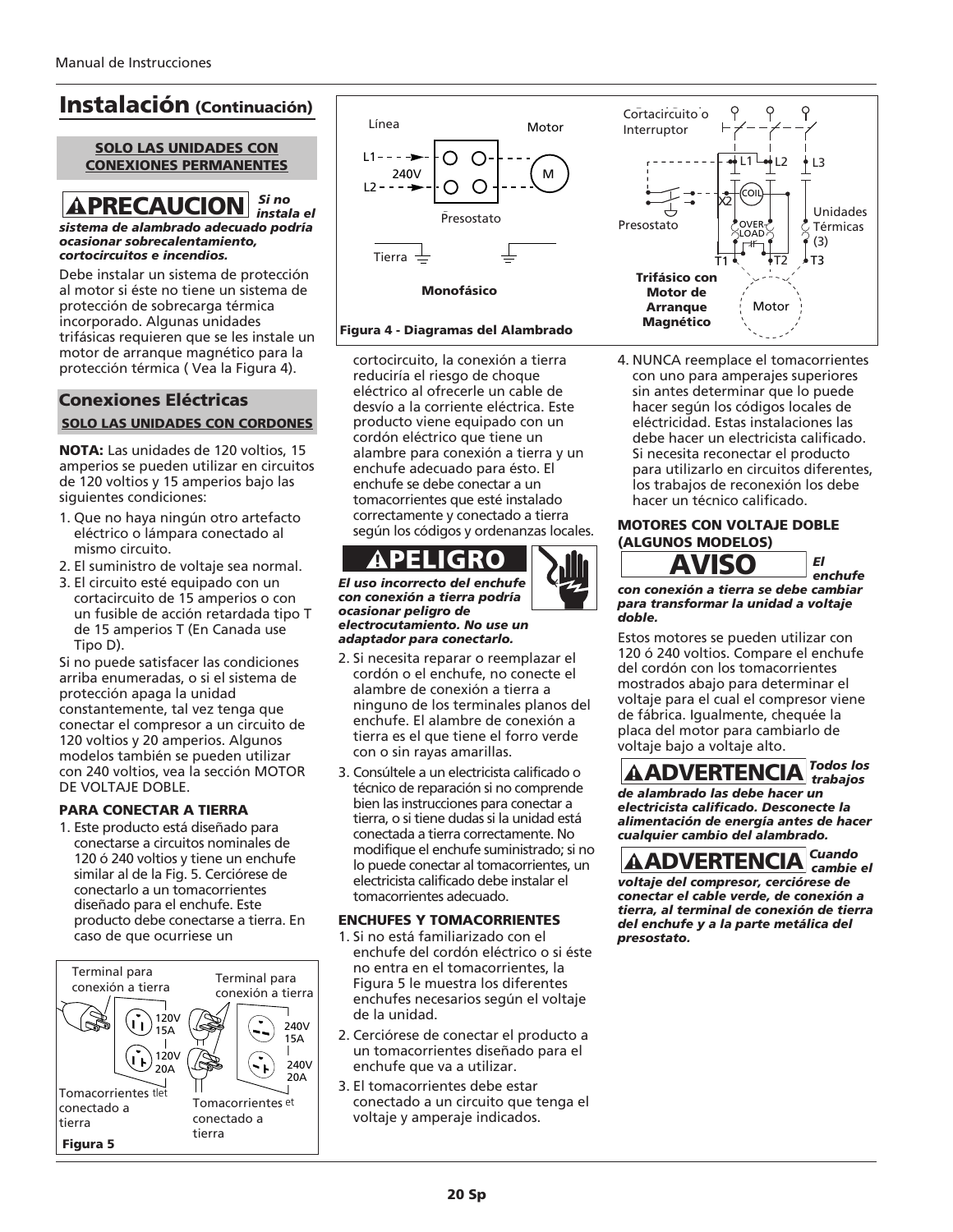# Instalación (Continuación)

**SOLO LAS UNIDADES CON CONEXIONES PERMANENTES**

**⚠PRECAUCION** ***Si no instala el sistema de alambrado adecuado podría ocasionar sobrecalentamiento, cortocircuitos e incendios.***

Debe instalar un sistema de protección al motor si éste no tiene un sistema de protección de sobrecarga térmica incorporado. Algunas unidades trifásicas requieren que se les instale un motor de arranque magnético para la protección térmica ( Vea la Figura 4).

## Conexiones Eléctricas

**SOLO LAS UNIDADES CON CORDONES**

**NOTA:** Las unidades de 120 voltios, 15 amperios se pueden utilizar en circuitos de 120 voltios y 15 amperios bajo las siguientes condiciones:

1. Que no haya ningún otro artefacto eléctrico o lámpara conectado al mismo circuito.
2. El suministro de voltaje sea normal.
3. El circuito esté equipado con un cortacircuito de 15 amperios o con un fusible de acción retardada tipo T de 15 amperios T (En Canada use Tipo D).

Si no puede satisfacer las condiciones arriba enumeradas, o si el sistema de protección apaga la unidad constantemente, tal vez tenga que conectar el compresor a un circuito de 120 voltios y 20 amperios. Algunos modelos también se pueden utilizar con 240 voltios, vea la sección MOTOR DE VOLTAJE DOBLE.

### PARA CONECTAR A TIERRA

1. Este producto está diseñado para conectarse a circuitos nominales de 120 ó 240 voltios y tiene un enchufe similar al de la Fig. 5. Cerciórese de conectarlo a un tomacorrientes diseñado para el enchufe. Este producto debe conectarse a tierra. En caso de que ocurriese un cortocircuito, la conexión a tierra reduciría el riesgo de choque eléctrico al ofrecerle un cable de desvío a la corriente eléctrica. Este producto viene equipado con un cordón eléctrico que tiene un alambre para conexión a tierra y un enchufe adecuado para ésto. El enchufe se debe conectar a un tomacorrientes que esté instalado correctamente y conectado a tierra según los códigos y ordenanzas locales.

**⚠PELIGRO** ***El uso incorrecto del enchufe con conexión a tierra podría ocasionar peligro de electrocutamiento. No use un adaptador para conectarlo.***

2. Si necesita reparar o reemplazar el cordón o el enchufe, no conecte el alambre de conexión a tierra a ninguno de los terminales planos del enchufe. El alambre de conexión a tierra es el que tiene el forro verde con o sin rayas amarillas.
3. Consúltele a un electricista calificado o técnico de reparación si no comprende bien las instrucciones para conectar a tierra, o si tiene dudas si la unidad está conectada a tierra correctamente. No modifique el enchufe suministrado; si no lo puede conectar al tomacorrientes, un electricista calificado debe instalar el tomacorrientes adecuado.

Terminal para conexión a tierra — 120V 15A — 120V 20A — Tomacorrientes conectado a tierra
Terminal para conexión a tierra — 240V 15A — 240V 20A — Tomacorrientes conectado a tierra

**Figura 5**

Línea — L1 — L2 — 240V — Motor — M — Presostato — Tierra — **Monofásico**

Cortacircuito o Interruptor — L1 — L2 — L3 — COIL — X2 — Presostato — OVER LOAD — Unidades Térmicas (3) — T1 — T2 — T3 — Motor — **Trifásico con Motor de Arranque Magnético**

**Figura 4 - Diagramas del Alambrado**

### ENCHUFES Y TOMACORRIENTES

1. Si no está familiarizado con el enchufe del cordón eléctrico o si éste no entra en el tomacorrientes, la Figura 5 le muestra los diferentes enchufes necesarios según el voltaje de la unidad.
2. Cerciórese de conectar el producto a un tomacorrientes diseñado para el enchufe que va a utilizar.
3. El tomacorrientes debe estar conectado a un circuito que tenga el voltaje y amperaje indicados.
4. NUNCA reemplace el tomacorrientes con uno para amperajes superiores sin antes determinar que lo puede hacer según los códigos locales de electricidad. Estas instalaciones las debe hacer un electricista calificado. Si necesita reconectar el producto para utilizarlo en circuitos diferentes, los trabajos de reconexión los debe hacer un técnico calificado.

### MOTORES CON VOLTAJE DOBLE (ALGUNOS MODELOS)

**AVISO** ***El enchufe con conexión a tierra se debe cambiar para transformar la unidad a voltaje doble.***

Estos motores se pueden utilizar con 120 ó 240 voltios. Compare el enchufe del cordón con los tomacorrientes mostrados abajo para determinar el voltaje para el cual el compresor viene de fábrica. Igualmente, chequée la placa del motor para cambiarlo de voltaje bajo a voltaje alto.

**⚠ADVERTENCIA** ***Todos los trabajos de alambrado las debe hacer un electricista calificado. Desconecte la alimentación de energía antes de hacer cualquier cambio del alambrado.***

**⚠ADVERTENCIA** ***Cuando cambie el voltaje del compresor, cerciórese de conectar el cable verde, de conexión a tierra, al terminal de conexión de tierra del enchufe y a la parte metálica del presostato.***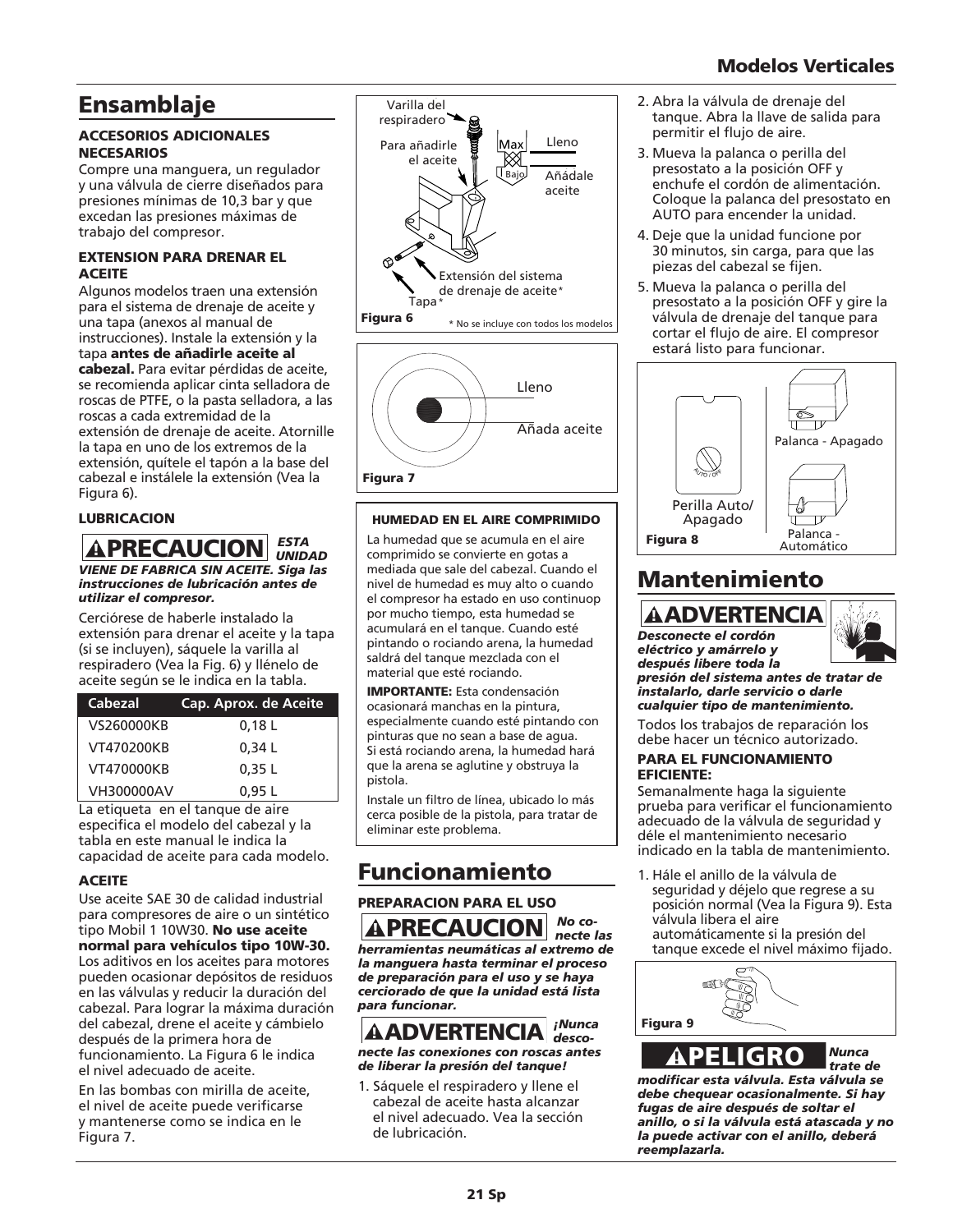## Ensamblaje

**ACCESORIOS ADICIONALES NECESARIOS**

Compre una manguera, un regulador y una válvula de cierre diseñados para presiones mínimas de 10,3 bar y que excedan las presiones máximas de trabajo del compresor.

**EXTENSION PARA DRENAR EL ACEITE**

Algunos modelos traen una extensión para el sistema de drenaje de aceite y una tapa (anexos al manual de instrucciones). Instale la extensión y la tapa **antes de añadirle aceite al cabezal.** Para evitar pérdidas de aceite, se recomienda aplicar cinta selladora de roscas de PTFE, o la pasta selladora, a las roscas a cada extremidad de la extensión de drenaje de aceite. Atornille la tapa en uno de los extremos de la extensión, quítele el tapón a la base del cabezal e instálele la extensión (Vea la Figura 6).

**LUBRICACION**

**⚠PRECAUCION** ***ESTA UNIDAD VIENE DE FABRICA SIN ACEITE. Siga las instrucciones de lubricación antes de utilizar el compresor.***

Cerciórese de haberle instalado la extensión para drenar el aceite y la tapa (si se incluyen), sáquele la varilla al respiradero (Vea la Fig. 6) y llénelo de aceite según se le indica en la tabla.

| Cabezal | Cap. Aprox. de Aceite |
|---|---|
| VS260000KB | 0,18 L |
| VT470200KB | 0,34 L |
| VT470000KB | 0,35 L |
| VH300000AV | 0,95 L |

La etiqueta en el tanque de aire especifica el modelo del cabezal y la tabla en este manual le indica la capacidad de aceite para cada modelo.

**ACEITE**

Use aceite SAE 30 de calidad industrial para compresores de aire o un sintético tipo Mobil 1 10W30. **No use aceite normal para vehículos tipo 10W-30.** Los aditivos en los aceites para motores pueden ocasionar depósitos de residuos en las válvulas y reducir la duración del cabezal. Para lograr la máxima duración del cabezal, drene el aceite y cámbielo después de la primera hora de funcionamiento. La Figura 6 le indica el nivel adecuado de aceite.

En las bombas con mirilla de aceite, el nivel de aceite puede verificarse y mantenerse como se indica en le Figura 7.

Varilla del respiradero — Para añadirle el aceite — Max — Lleno — Bajo — Añádale aceite — Extensión del sistema de drenaje de aceite* — Tapa*

**Figura 6** * No se incluye con todos los modelos

Lleno — Añada aceite

**Figura 7**

**HUMEDAD EN EL AIRE COMPRIMIDO**

La humedad que se acumula en el aire comprimido se convierte en gotas a mediada que sale del cabezal. Cuando el nivel de humedad es muy alto o cuando el compresor ha estado en uso continuop por mucho tiempo, esta humedad se acumulará en el tanque. Cuando esté pintando o rociando arena, la humedad saldrá del tanque mezclada con el material que esté rociando.

**IMPORTANTE:** Esta condensación ocasionará manchas en la pintura, especialmente cuando esté pintando con pinturas que no sean a base de agua. Si está rociando arena, la humedad hará que la arena se aglutine y obstruya la pistola.

Instale un filtro de línea, ubicado lo más cerca posible de la pistola, para tratar de eliminar este problema.

## Funcionamiento

**PREPARACION PARA EL USO**

**⚠PRECAUCION** ***No conecte las herramientas neumáticas al extremo de la manguera hasta terminar el proceso de preparación para el uso y se haya cerciorado de que la unidad está lista para funcionar.***

**⚠ADVERTENCIA** ***¡Nunca desconecte las conexiones con roscas antes de liberar la presión del tanque!***

1. Sáquele el respiradero y llene el cabezal de aceite hasta alcanzar el nivel adecuado. Vea la sección de lubricación.
2. Abra la válvula de drenaje del tanque. Abra la llave de salida para permitir el flujo de aire.
3. Mueva la palanca o perilla del presostato a la posición OFF y enchufe el cordón de alimentación. Coloque la palanca del presostato en AUTO para encender la unidad.
4. Deje que la unidad funcione por 30 minutos, sin carga, para que las piezas del cabezal se fijen.
5. Mueva la palanca o perilla del presostato a la posición OFF y gire la válvula de drenaje del tanque para cortar el flujo de aire. El compresor estará listo para funcionar.

Perilla Auto/Apagado — Palanca - Apagado — Palanca - Automático

**Figura 8**

## Mantenimiento

**⚠ADVERTENCIA** ***Desconecte el cordón eléctrico y amárrelo y después libere toda la presión del sistema antes de tratar de instalarlo, darle servicio o darle cualquier tipo de mantenimiento.***

Todos los trabajos de reparación los debe hacer un técnico autorizado.

**PARA EL FUNCIONAMIENTO EFICIENTE:**

Semanalmente haga la siguiente prueba para verificar el funcionamiento adecuado de la válvula de seguridad y déle el mantenimiento necesario indicado en la tabla de mantenimiento.

1. Hále el anillo de la válvula de seguridad y déjelo que regrese a su posición normal (Vea la Figura 9). Esta válvula libera el aire automáticamente si la presión del tanque excede el nivel máximo fijado.

**Figura 9**

**⚠PELIGRO** ***Nunca trate de modificar esta válvula. Esta válvula se debe chequear ocasionalmente. Si hay fugas de aire después de soltar el anillo, o si la válvula está atascada y no la puede activar con el anillo, deberá reemplazarla.***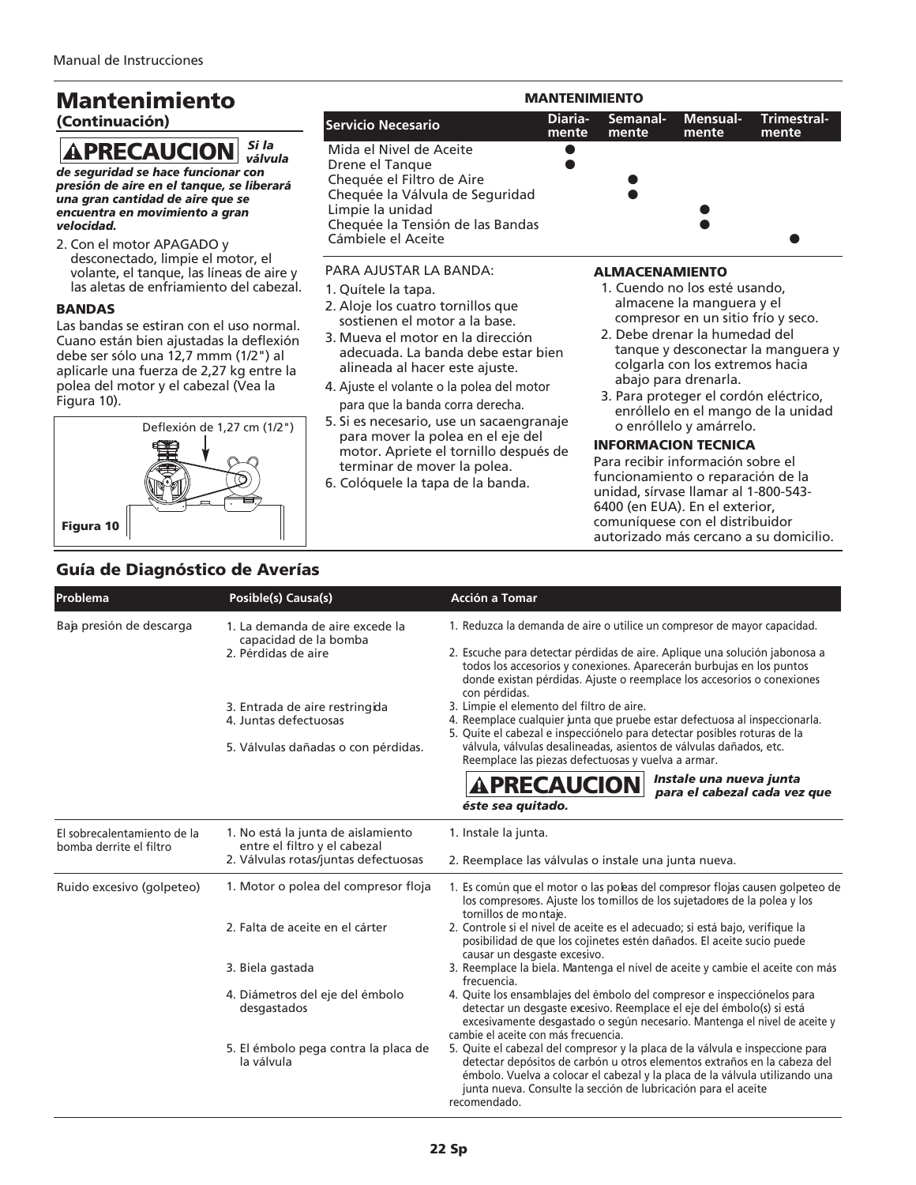# Mantenimiento

**(Continuación)**

**⚠PRECAUCION** ***Si la válvula de seguridad se hace funcionar con presión de aire en el tanque, se liberará una gran cantidad de aire que se encuentra en movimiento a gran velocidad.***

2. Con el motor APAGADO y desconectado, limpie el motor, el volante, el tanque, las líneas de aire y las aletas de enfriamiento del cabezal.

### BANDAS

Las bandas se estiran con el uso normal. Cuano están bien ajustadas la deflexión debe ser sólo una 12,7 mmm (1/2") al aplicarle una fuerza de 2,27 kg entre la polea del motor y el cabezal (Vea la Figura 10).

Deflexión de 1,27 cm (1/2")

Figura 10

**MANTENIMIENTO**

| Servicio Necesario | Diaria-mente | Semanal-mente | Mensual-mente | Trimestral-mente |
|---|---|---|---|---|
| Mida el Nivel de Aceite | ● | | | |
| Drene el Tanque | ● | | | |
| Chequée el Filtro de Aire | | ● | | |
| Chequée la Válvula de Seguridad | | ● | | |
| Limpie la unidad | | | ● | |
| Chequée la Tensión de las Bandas | | | ● | |
| Cámbiele el Aceite | | | | ● |

PARA AJUSTAR LA BANDA:

1. Quítele la tapa.
2. Aloje los cuatro tornillos que sostienen el motor a la base.
3. Mueva el motor en la dirección adecuada. La banda debe estar bien alineada al hacer este ajuste.
4. Ajuste el volante o la polea del motor para que la banda corra derecha.
5. Si es necesario, use un sacaengranaje para mover la polea en el eje del motor. Apriete el tornillo después de terminar de mover la polea.
6. Colóquele la tapa de la banda.

### ALMACENAMIENTO

1. Cuendo no los esté usando, almacene la manguera y el compresor en un sitio frío y seco.
2. Debe drenar la humedad del tanque y desconectar la manguera y colgarla con los extremos hacia abajo para drenarla.
3. Para proteger el cordón eléctrico, enróllelo en el mango de la unidad o enróllelo y amárrelo.

### INFORMACION TECNICA

Para recibir información sobre el funcionamiento o reparación de la unidad, sírvase llamar al 1-800-543-6400 (en EUA). En el exterior, comuníquese con el distribuidor autorizado más cercano a su domicilio.

## Guía de Diagnóstico de Averías

| Problema | Posible(s) Causa(s) | Acción a Tomar |
|---|---|---|
| Baja presión de descarga | 1. La demanda de aire excede la capacidad de la bomba | 1. Reduzca la demanda de aire o utilice un compresor de mayor capacidad. |
| | 2. Pérdidas de aire | 2. Escuche para detectar pérdidas de aire. Aplique una solución jabonosa a todos los accesorios y conexiones. Aparecerán burbujas en los puntos donde existan pérdidas. Ajuste o reemplace los accesorios o conexiones con pérdidas. |
| | 3. Entrada de aire restringida | 3. Limpie el elemento del filtro de aire. |
| | 4. Juntas defectuosas | 4. Reemplace cualquier junta que pruebe estar defectuosa al inspeccionarla. |
| | 5. Válvulas dañadas o con pérdidas. | 5. Quite el cabezal e inspecciónelo para detectar posibles roturas de la válvula, válvulas desalineadas, asientos de válvulas dañados, etc. Reemplace las piezas defectuosas y vuelva a armar. **⚠PRECAUCION** ***Instale una nueva junta para el cabezal cada vez que éste sea quitado.*** |
| El sobrecalentamiento de la bomba derrite el filtro | 1. No está la junta de aislamiento entre el filtro y el cabezal | 1. Instale la junta. |
| | 2. Válvulas rotas/juntas defectuosas | 2. Reemplace las válvulas o instale una junta nueva. |
| Ruido excesivo (golpeteo) | 1. Motor o polea del compresor floja | 1. Es común que el motor o las poleas del compresor flojas causen golpeteo de los compresores. Ajuste los tornillos de los sujetadores de la polea y los tornillos de montaje. |
| | 2. Falta de aceite en el cárter | 2. Controle si el nivel de aceite es el adecuado; si está bajo, verifique la posibilidad de que los cojinetes estén dañados. El aceite sucio puede causar un desgaste excesivo. |
| | 3. Biela gastada | 3. Reemplace la biela. Mantenga el nivel de aceite y cambie el aceite con más frecuencia. |
| | 4. Diámetros del eje del émbolo desgastados | 4. Quite los ensamblajes del émbolo del compresor e inspecciónelos para detectar un desgaste excesivo. Reemplace el eje del émbolo(s) si está excesivamente desgastado o según necesario. Mantenga el nivel de aceite y cambie el aceite con más frecuencia. |
| | 5. El émbolo pega contra la placa de la válvula | 5. Quite el cabezal del compresor y la placa de la válvula e inspeccione para detectar depósitos de carbón u otros elementos extraños en la cabeza del émbolo. Vuelva a colocar el cabezal y la placa de la válvula utilizando una junta nueva. Consulte la sección de lubricación para el aceite recomendado. |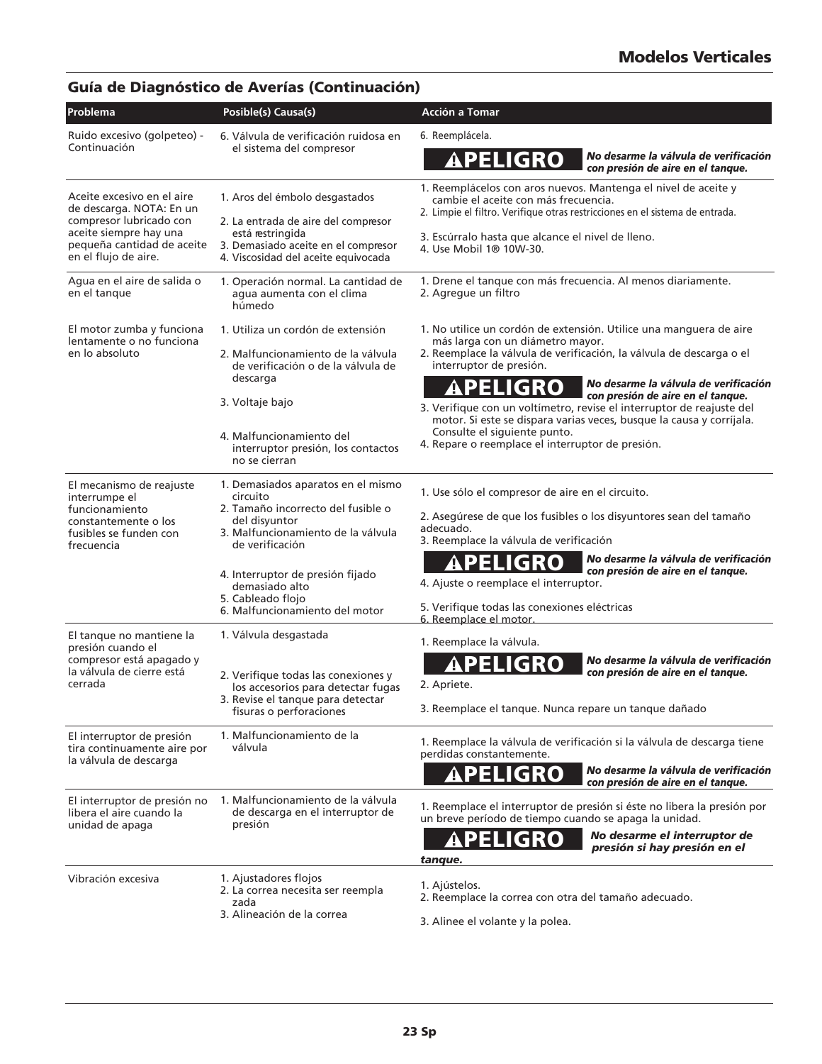## Guía de Diagnóstico de Averías (Continuación)

| Problema | Posible(s) Causa(s) | Acción a Tomar |
|---|---|---|
| Ruido excesivo (golpeteo) - Continuación | 6. Válvula de verificación ruidosa en el sistema del compresor | 6. Reemplácela. **⚠PELIGRO** ***No desarme la válvula de verificación con presión de aire en el tanque.*** |
| Aceite excesivo en el aire de descarga. NOTA: En un compresor lubricado con aceite siempre hay una pequeña cantidad de aceite en el flujo de aire. | 1. Aros del émbolo desgastados<br>2. La entrada de aire del compresor está restringida<br>3. Demasiado aceite en el compresor<br>4. Viscosidad del aceite equivocada | 1. Reemplácelos con aros nuevos. Mantenga el nivel de aceite y cambie el aceite con más frecuencia.<br>2. Limpie el filtro. Verifique otras restricciones en el sistema de entrada.<br>3. Escúrralo hasta que alcance el nivel de lleno.<br>4. Use Mobil 1® 10W-30. |
| Agua en el aire de salida o en el tanque | 1. Operación normal. La cantidad de agua aumenta con el clima húmedo | 1. Drene el tanque con más frecuencia. Al menos diariamente.<br>2. Agregue un filtro |
| El motor zumba y funciona lentamente o no funciona en lo absoluto | 1. Utiliza un cordón de extensión<br>2. Malfuncionamiento de la válvula de verificación o de la válvula de descarga<br>3. Voltaje bajo<br>4. Malfuncionamiento del interruptor presión, los contactos no se cierran | 1. No utilice un cordón de extensión. Utilice una manguera de aire más larga con un diámetro mayor.<br>2. Reemplace la válvula de verificación, la válvula de descarga o el interruptor de presión. **⚠PELIGRO** ***No desarme la válvula de verificación con presión de aire en el tanque.***<br>3. Verifique con un voltímetro, revise el interruptor de reajuste del motor. Si este se dispara varias veces, busque la causa y corríjala. Consulte el siguiente punto.<br>4. Repare o reemplace el interruptor de presión. |
| El mecanismo de reajuste interrumpe el funcionamiento constantemente o los fusibles se funden con frecuencia | 1. Demasiados aparatos en el mismo circuito<br>2. Tamaño incorrecto del fusible o del disyuntor<br>3. Malfuncionamiento de la válvula de verificación<br>4. Interruptor de presión fijado demasiado alto<br>5. Cableado flojo<br>6. Malfuncionamiento del motor | 1. Use sólo el compresor de aire en el circuito.<br>2. Asegúrese de que los fusibles o los disyuntores sean del tamaño adecuado.<br>3. Reemplace la válvula de verificación **⚠PELIGRO** ***No desarme la válvula de verificación con presión de aire en el tanque.***<br>4. Ajuste o reemplace el interruptor.<br>5. Verifique todas las conexiones eléctricas<br>6. Reemplace el motor. |
| El tanque no mantiene la presión cuando el compresor está apagado y la válvula de cierre está cerrada | 1. Válvula desgastada<br>2. Verifique todas las conexiones y los accesorios para detectar fugas<br>3. Revise el tanque para detectar fisuras o perforaciones | 1. Reemplace la válvula. **⚠PELIGRO** ***No desarme la válvula de verificación con presión de aire en el tanque.***<br>2. Apriete.<br>3. Reemplace el tanque. Nunca repare un tanque dañado |
| El interruptor de presión tira continuamente aire por la válvula de descarga | 1. Malfuncionamiento de la válvula | 1. Reemplace la válvula de verificación si la válvula de descarga tiene perdidas constantemente. **⚠PELIGRO** ***No desarme la válvula de verificación con presión de aire en el tanque.*** |
| El interruptor de presión no libera el aire cuando la unidad de apaga | 1. Malfuncionamiento de la válvula de descarga en el interruptor de presión | 1. Reemplace el interruptor de presión si éste no libera la presión por un breve período de tiempo cuando se apaga la unidad. **⚠PELIGRO** ***No desarme el interruptor de presión si hay presión en el tanque.*** |
| Vibración excesiva | 1. Ajustadores flojos<br>2. La correa necesita ser reempla zada<br>3. Alineación de la correa | 1. Ajústelos.<br>2. Reemplace la correa con otra del tamaño adecuado.<br>3. Alinee el volante y la polea. |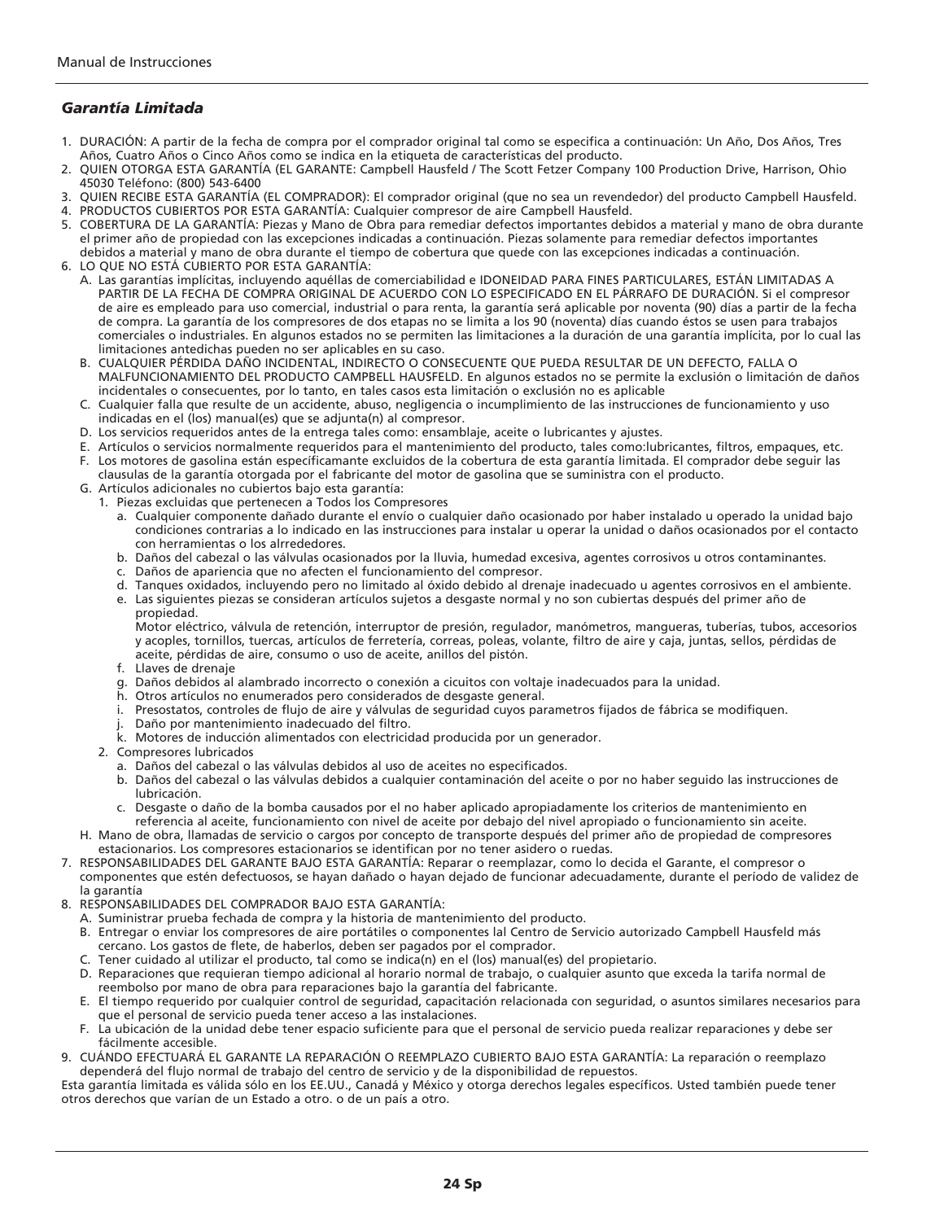## *Garantía Limitada*

1. DURACIÓN: A partir de la fecha de compra por el comprador original tal como se especifica a continuación: Un Año, Dos Años, Tres Años, Cuatro Años o Cinco Años como se indica en la etiqueta de características del producto.
2. QUIEN OTORGA ESTA GARANTÍA (EL GARANTE: Campbell Hausfeld / The Scott Fetzer Company 100 Production Drive, Harrison, Ohio 45030 Teléfono: (800) 543-6400
3. QUIEN RECIBE ESTA GARANTÍA (EL COMPRADOR): El comprador original (que no sea un revendedor) del producto Campbell Hausfeld.
4. PRODUCTOS CUBIERTOS POR ESTA GARANTÍA: Cualquier compresor de aire Campbell Hausfeld.
5. COBERTURA DE LA GARANTÍA: Piezas y Mano de Obra para remediar defectos importantes debidos a material y mano de obra durante el primer año de propiedad con las excepciones indicadas a continuación. Piezas solamente para remediar defectos importantes debidos a material y mano de obra durante el tiempo de cobertura que quede con las excepciones indicadas a continuación.
6. LO QUE NO ESTÁ CUBIERTO POR ESTA GARANTÍA:
   A. Las garantías implícitas, incluyendo aquéllas de comerciabilidad e IDONEIDAD PARA FINES PARTICULARES, ESTÁN LIMITADAS A PARTIR DE LA FECHA DE COMPRA ORIGINAL DE ACUERDO CON LO ESPECIFICADO EN EL PÁRRAFO DE DURACIÓN. Si el compresor de aire es empleado para uso comercial, industrial o para renta, la garantía será aplicable por noventa (90) días a partir de la fecha de compra. La garantía de los compresores de dos etapas no se limita a los 90 (noventa) días cuando éstos se usen para trabajos comerciales o industriales. En algunos estados no se permiten las limitaciones a la duración de una garantía implícita, por lo cual las limitaciones antedichas pueden no ser aplicables en su caso.
   B. CUALQUIER PÉRDIDA DAÑO INCIDENTAL, INDIRECTO O CONSECUENTE QUE PUEDA RESULTAR DE UN DEFECTO, FALLA O MALFUNCIONAMIENTO DEL PRODUCTO CAMPBELL HAUSFELD. En algunos estados no se permite la exclusión o limitación de daños incidentales o consecuentes, por lo tanto, en tales casos esta limitación o exclusión no es aplicable
   C. Cualquier falla que resulte de un accidente, abuso, negligencia o incumplimiento de las instrucciones de funcionamiento y uso indicadas en el (los) manual(es) que se adjunta(n) al compresor.
   D. Los servicios requeridos antes de la entrega tales como: ensamblaje, aceite o lubricantes y ajustes.
   E. Artículos o servicios normalmente requeridos para el mantenimiento del producto, tales como:lubricantes, filtros, empaques, etc.
   F. Los motores de gasolina están específicamante excluidos de la cobertura de esta garantía limitada. El comprador debe seguir las clausulas de la garantía otorgada por el fabricante del motor de gasolina que se suministra con el producto.
   G. Artículos adicionales no cubiertos bajo esta garantía:
      1. Piezas excluidas que pertenecen a Todos los Compresores
         a. Cualquier componente dañado durante el envío o cualquier daño ocasionado por haber instalado u operado la unidad bajo condiciones contrarias a lo indicado en las instrucciones para instalar u operar la unidad o daños ocasionados por el contacto con herramientas o los alrrededores.
         b. Daños del cabezal o las válvulas ocasionados por la lluvia, humedad excesiva, agentes corrosivos u otros contaminantes.
         c. Daños de apariencia que no afecten el funcionamiento del compresor.
         d. Tanques oxidados, incluyendo pero no limitado al óxido debido al drenaje inadecuado u agentes corrosivos en el ambiente.
         e. Las siguientes piezas se consideran artículos sujetos a desgaste normal y no son cubiertas después del primer año de propiedad.
            Motor eléctrico, válvula de retención, interruptor de presión, regulador, manómetros, mangueras, tuberías, tubos, accesorios y acoples, tornillos, tuercas, artículos de ferretería, correas, poleas, volante, filtro de aire y caja, juntas, sellos, pérdidas de aceite, pérdidas de aire, consumo o uso de aceite, anillos del pistón.
         f. Llaves de drenaje
         g. Daños debidos al alambrado incorrecto o conexión a cicuitos con voltaje inadecuados para la unidad.
         h. Otros artículos no enumerados pero considerados de desgaste general.
         i. Presostatos, controles de flujo de aire y válvulas de seguridad cuyos parametros fijados de fábrica se modifiquen.
         j. Daño por mantenimiento inadecuado del filtro.
         k. Motores de inducción alimentados con electricidad producida por un generador.
      2. Compresores lubricados
         a. Daños del cabezal o las válvulas debidos al uso de aceites no especificados.
         b. Daños del cabezal o las válvulas debidos a cualquier contaminación del aceite o por no haber seguido las instrucciones de lubricación.
         c. Desgaste o daño de la bomba causados por el no haber aplicado apropiadamente los criterios de mantenimiento en referencia al aceite, funcionamiento con nivel de aceite por debajo del nivel apropiado o funcionamiento sin aceite.
   H. Mano de obra, llamadas de servicio o cargos por concepto de transporte después del primer año de propiedad de compresores estacionarios. Los compresores estacionarios se identifican por no tener asidero o ruedas.
7. RESPONSABILIDADES DEL GARANTE BAJO ESTA GARANTÍA: Reparar o reemplazar, como lo decida el Garante, el compresor o componentes que estén defectuosos, se hayan dañado o hayan dejado de funcionar adecuadamente, durante el período de validez de la garantía
8. RESPONSABILIDADES DEL COMPRADOR BAJO ESTA GARANTÍA:
   A. Suministrar prueba fechada de compra y la historia de mantenimiento del producto.
   B. Entregar o enviar los compresores de aire portátiles o componentes lal Centro de Servicio autorizado Campbell Hausfeld más cercano. Los gastos de flete, de haberlos, deben ser pagados por el comprador.
   C. Tener cuidado al utilizar el producto, tal como se indica(n) en el (los) manual(es) del propietario.
   D. Reparaciones que requieran tiempo adicional al horario normal de trabajo, o cualquier asunto que exceda la tarifa normal de reembolso por mano de obra para reparaciones bajo la garantía del fabricante.
   E. El tiempo requerido por cualquier control de seguridad, capacitación relacionada con seguridad, o asuntos similares necesarios para que el personal de servicio pueda tener acceso a las instalaciones.
   F. La ubicación de la unidad debe tener espacio suficiente para que el personal de servicio pueda realizar reparaciones y debe ser fácilmente accesible.
9. CUÁNDO EFECTUARÁ EL GARANTE LA REPARACIÓN O REEMPLAZO CUBIERTO BAJO ESTA GARANTÍA: La reparación o reemplazo dependerá del flujo normal de trabajo del centro de servicio y de la disponibilidad de repuestos.

Esta garantía limitada es válida sólo en los EE.UU., Canadá y México y otorga derechos legales específicos. Usted también puede tener otros derechos que varían de un Estado a otro. o de un país a otro.